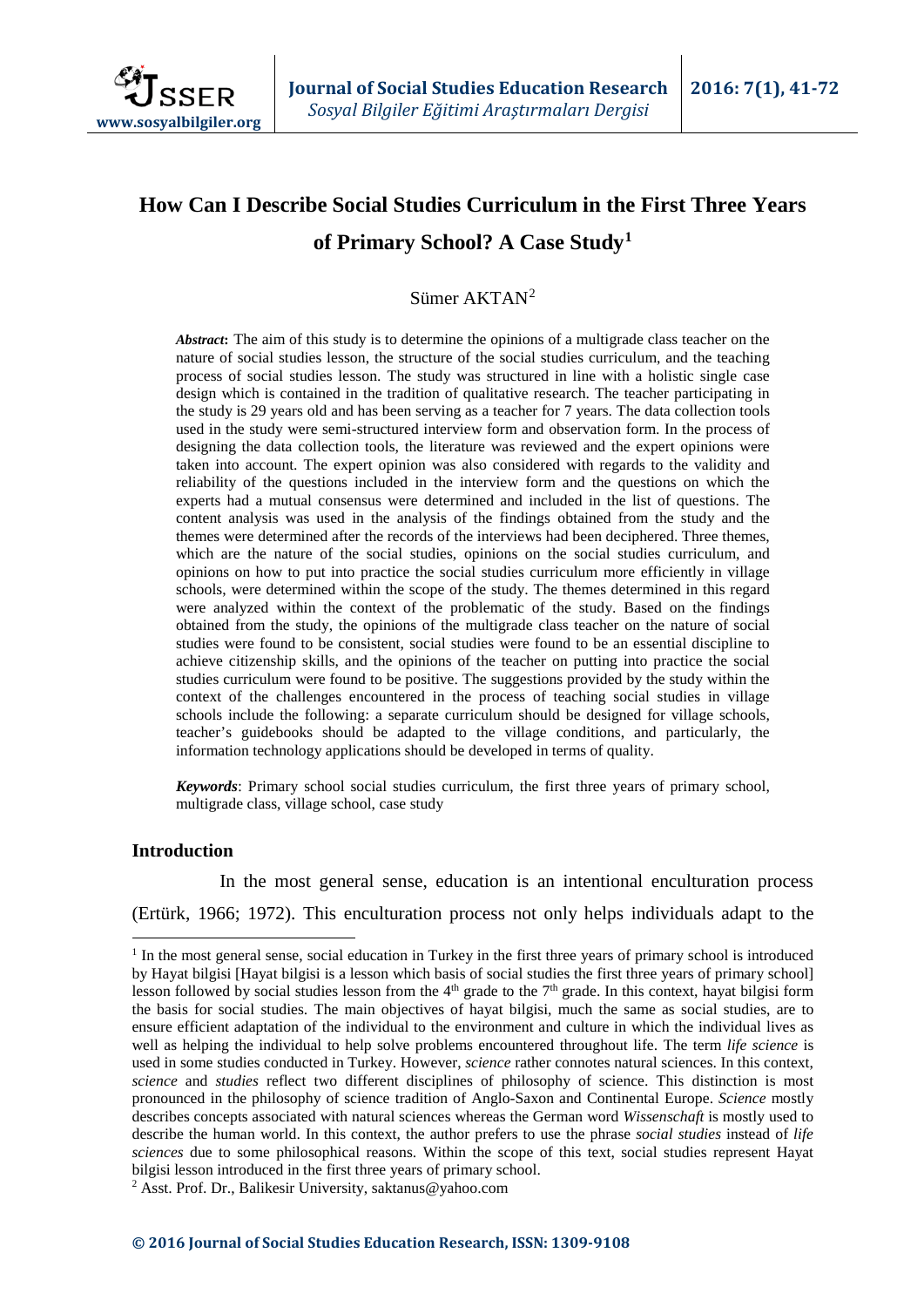# How Can I Describe Social Studies Curriculum in the First Three Years of Primary School? A Case Study[1]

Sümer AKTAN[2]

***Abstract*:** The aim of this study is to determine the opinions of a multigrade class teacher on the nature of social studies lesson, the structure of the social studies curriculum, and the teaching process of social studies lesson. The study was structured in line with a holistic single case design which is contained in the tradition of qualitative research. The teacher participating in the study is 29 years old and has been serving as a teacher for 7 years. The data collection tools used in the study were semi-structured interview form and observation form. In the process of designing the data collection tools, the literature was reviewed and the expert opinions were taken into account. The expert opinion was also considered with regards to the validity and reliability of the questions included in the interview form and the questions on which the experts had a mutual consensus were determined and included in the list of questions. The content analysis was used in the analysis of the findings obtained from the study and the themes were determined after the records of the interviews had been deciphered. Three themes, which are the nature of the social studies, opinions on the social studies curriculum, and opinions on how to put into practice the social studies curriculum more efficiently in village schools, were determined within the scope of the study. The themes determined in this regard were analyzed within the context of the problematic of the study. Based on the findings obtained from the study, the opinions of the multigrade class teacher on the nature of social studies were found to be consistent, social studies were found to be an essential discipline to achieve citizenship skills, and the opinions of the teacher on putting into practice the social studies curriculum were found to be positive. The suggestions provided by the study within the context of the challenges encountered in the process of teaching social studies in village schools include the following: a separate curriculum should be designed for village schools, teacher's guidebooks should be adapted to the village conditions, and particularly, the information technology applications should be developed in terms of quality.

***Keywords***: Primary school social studies curriculum, the first three years of primary school, multigrade class, village school, case study

## Introduction

In the most general sense, education is an intentional enculturation process (Ertürk, 1966; 1972). This enculturation process not only helps individuals adapt to the

---

[1] In the most general sense, social education in Turkey in the first three years of primary school is introduced by Hayat bilgisi [Hayat bilgisi is a lesson which basis of social studies the first three years of primary school] lesson followed by social studies lesson from the 4th grade to the 7th grade. In this context, hayat bilgisi form the basis for social studies. The main objectives of hayat bilgisi, much the same as social studies, are to ensure efficient adaptation of the individual to the environment and culture in which the individual lives as well as helping the individual to help solve problems encountered throughout life. The term *life science* is used in some studies conducted in Turkey. However, *science* rather connotes natural sciences. In this context, *science* and *studies* reflect two different disciplines of philosophy of science. This distinction is most pronounced in the philosophy of science tradition of Anglo-Saxon and Continental Europe. *Science* mostly describes concepts associated with natural sciences whereas the German word *Wissenschaft* is mostly used to describe the human world. In this context, the author prefers to use the phrase *social studies* instead of *life sciences* due to some philosophical reasons. Within the scope of this text, social studies represent Hayat bilgisi lesson introduced in the first three years of primary school.

[2] Asst. Prof. Dr., Balikesir University, saktanus@yahoo.com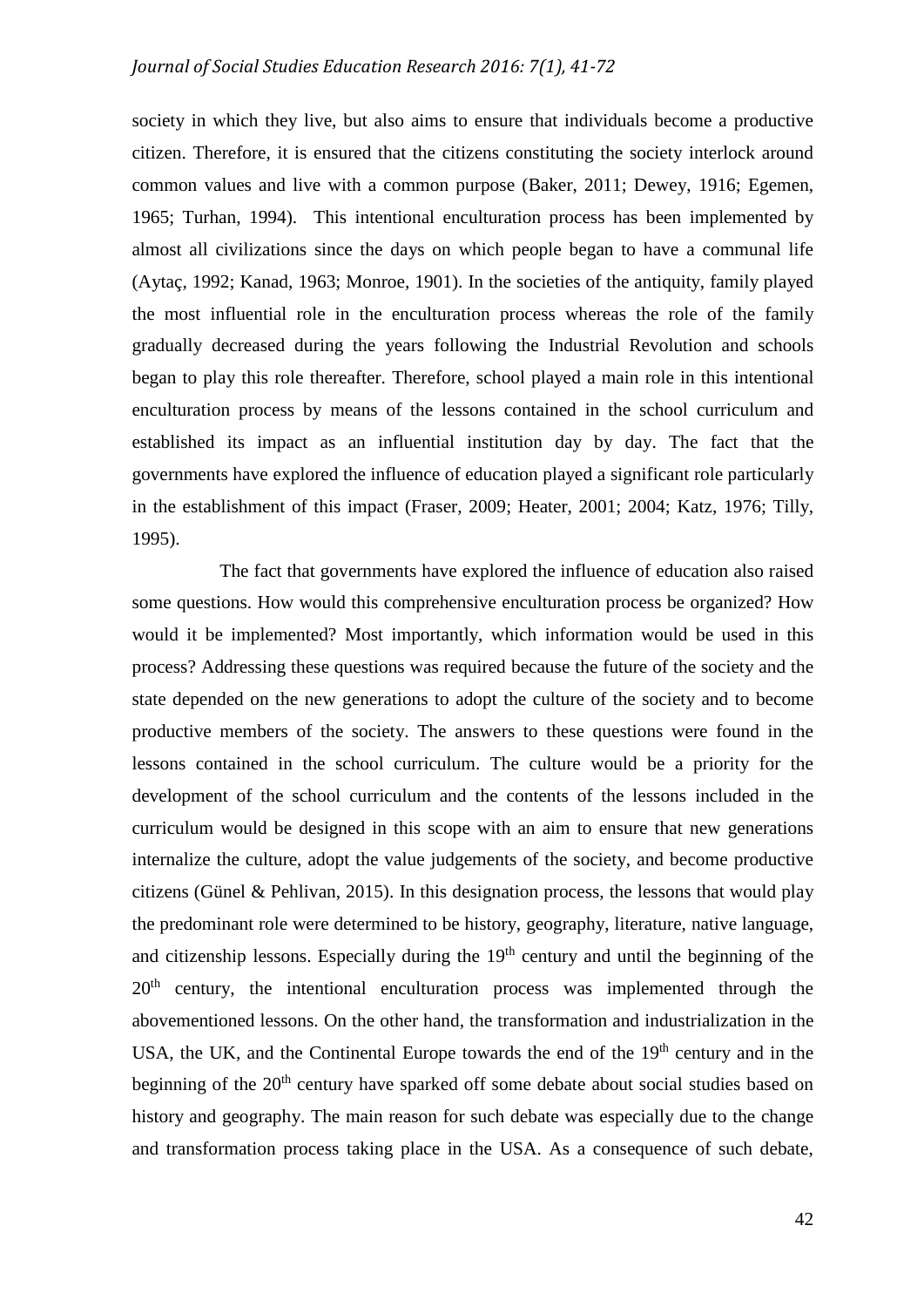society in which they live, but also aims to ensure that individuals become a productive citizen. Therefore, it is ensured that the citizens constituting the society interlock around common values and live with a common purpose (Baker, 2011; Dewey, 1916; Egemen, 1965; Turhan, 1994). This intentional enculturation process has been implemented by almost all civilizations since the days on which people began to have a communal life (Aytaç, 1992; Kanad, 1963; Monroe, 1901). In the societies of the antiquity, family played the most influential role in the enculturation process whereas the role of the family gradually decreased during the years following the Industrial Revolution and schools began to play this role thereafter. Therefore, school played a main role in this intentional enculturation process by means of the lessons contained in the school curriculum and established its impact as an influential institution day by day. The fact that the governments have explored the influence of education played a significant role particularly in the establishment of this impact (Fraser, 2009; Heater, 2001; 2004; Katz, 1976; Tilly, 1995).

The fact that governments have explored the influence of education also raised some questions. How would this comprehensive enculturation process be organized? How would it be implemented? Most importantly, which information would be used in this process? Addressing these questions was required because the future of the society and the state depended on the new generations to adopt the culture of the society and to become productive members of the society. The answers to these questions were found in the lessons contained in the school curriculum. The culture would be a priority for the development of the school curriculum and the contents of the lessons included in the curriculum would be designed in this scope with an aim to ensure that new generations internalize the culture, adopt the value judgements of the society, and become productive citizens (Günel & Pehlivan, 2015). In this designation process, the lessons that would play the predominant role were determined to be history, geography, literature, native language, and citizenship lessons. Especially during the 19th century and until the beginning of the 20th century, the intentional enculturation process was implemented through the abovementioned lessons. On the other hand, the transformation and industrialization in the USA, the UK, and the Continental Europe towards the end of the 19th century and in the beginning of the 20th century have sparked off some debate about social studies based on history and geography. The main reason for such debate was especially due to the change and transformation process taking place in the USA. As a consequence of such debate,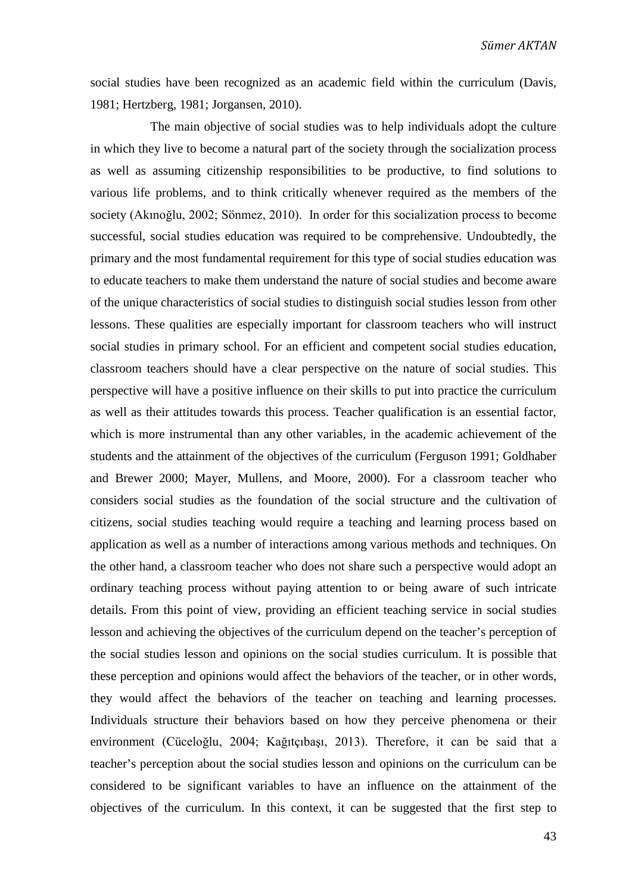social studies have been recognized as an academic field within the curriculum (Davis, 1981; Hertzberg, 1981; Jorgansen, 2010).

The main objective of social studies was to help individuals adopt the culture in which they live to become a natural part of the society through the socialization process as well as assuming citizenship responsibilities to be productive, to find solutions to various life problems, and to think critically whenever required as the members of the society (Akınoğlu, 2002; Sönmez, 2010). In order for this socialization process to become successful, social studies education was required to be comprehensive. Undoubtedly, the primary and the most fundamental requirement for this type of social studies education was to educate teachers to make them understand the nature of social studies and become aware of the unique characteristics of social studies to distinguish social studies lesson from other lessons. These qualities are especially important for classroom teachers who will instruct social studies in primary school. For an efficient and competent social studies education, classroom teachers should have a clear perspective on the nature of social studies. This perspective will have a positive influence on their skills to put into practice the curriculum as well as their attitudes towards this process. Teacher qualification is an essential factor, which is more instrumental than any other variables, in the academic achievement of the students and the attainment of the objectives of the curriculum (Ferguson 1991; Goldhaber and Brewer 2000; Mayer, Mullens, and Moore, 2000). For a classroom teacher who considers social studies as the foundation of the social structure and the cultivation of citizens, social studies teaching would require a teaching and learning process based on application as well as a number of interactions among various methods and techniques. On the other hand, a classroom teacher who does not share such a perspective would adopt an ordinary teaching process without paying attention to or being aware of such intricate details. From this point of view, providing an efficient teaching service in social studies lesson and achieving the objectives of the curriculum depend on the teacher's perception of the social studies lesson and opinions on the social studies curriculum. It is possible that these perception and opinions would affect the behaviors of the teacher, or in other words, they would affect the behaviors of the teacher on teaching and learning processes. Individuals structure their behaviors based on how they perceive phenomena or their environment (Cüceloğlu, 2004; Kağıtçıbaşı, 2013). Therefore, it can be said that a teacher's perception about the social studies lesson and opinions on the curriculum can be considered to be significant variables to have an influence on the attainment of the objectives of the curriculum. In this context, it can be suggested that the first step to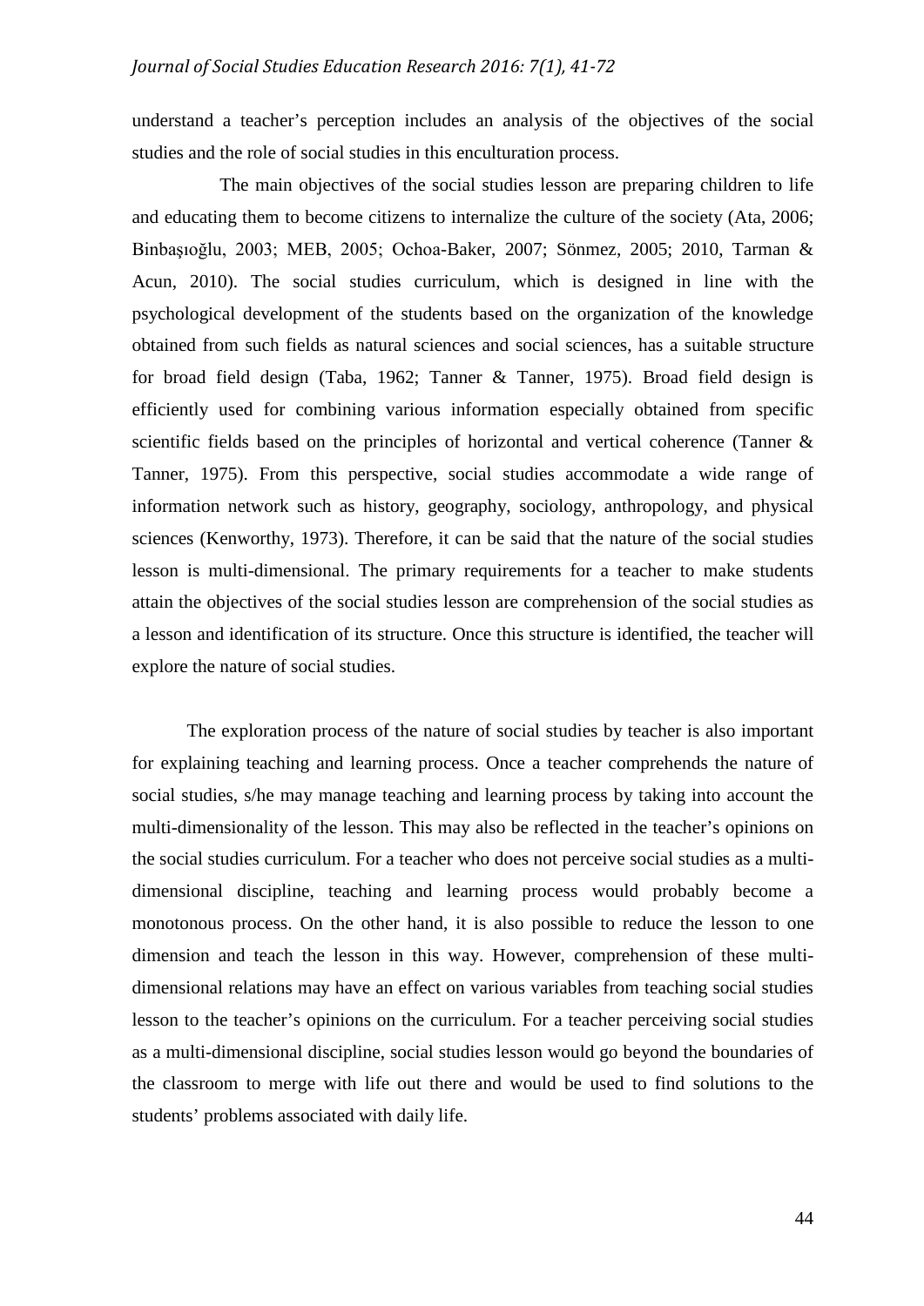understand a teacher's perception includes an analysis of the objectives of the social studies and the role of social studies in this enculturation process.

The main objectives of the social studies lesson are preparing children to life and educating them to become citizens to internalize the culture of the society (Ata, 2006; Binbaşıoğlu, 2003; MEB, 2005; Ochoa-Baker, 2007; Sönmez, 2005; 2010, Tarman & Acun, 2010). The social studies curriculum, which is designed in line with the psychological development of the students based on the organization of the knowledge obtained from such fields as natural sciences and social sciences, has a suitable structure for broad field design (Taba, 1962; Tanner & Tanner, 1975). Broad field design is efficiently used for combining various information especially obtained from specific scientific fields based on the principles of horizontal and vertical coherence (Tanner & Tanner, 1975). From this perspective, social studies accommodate a wide range of information network such as history, geography, sociology, anthropology, and physical sciences (Kenworthy, 1973). Therefore, it can be said that the nature of the social studies lesson is multi-dimensional. The primary requirements for a teacher to make students attain the objectives of the social studies lesson are comprehension of the social studies as a lesson and identification of its structure. Once this structure is identified, the teacher will explore the nature of social studies.

The exploration process of the nature of social studies by teacher is also important for explaining teaching and learning process. Once a teacher comprehends the nature of social studies, s/he may manage teaching and learning process by taking into account the multi-dimensionality of the lesson. This may also be reflected in the teacher's opinions on the social studies curriculum. For a teacher who does not perceive social studies as a multi-dimensional discipline, teaching and learning process would probably become a monotonous process. On the other hand, it is also possible to reduce the lesson to one dimension and teach the lesson in this way. However, comprehension of these multi-dimensional relations may have an effect on various variables from teaching social studies lesson to the teacher's opinions on the curriculum. For a teacher perceiving social studies as a multi-dimensional discipline, social studies lesson would go beyond the boundaries of the classroom to merge with life out there and would be used to find solutions to the students' problems associated with daily life.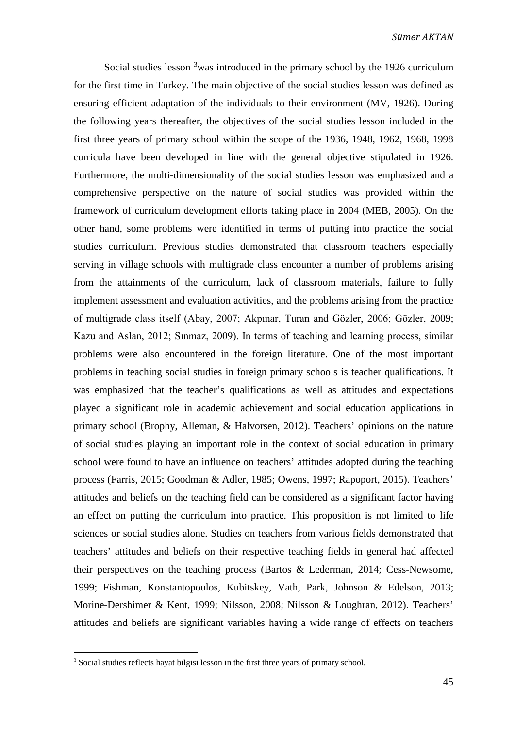Social studies lesson [3]was introduced in the primary school by the 1926 curriculum for the first time in Turkey. The main objective of the social studies lesson was defined as ensuring efficient adaptation of the individuals to their environment (MV, 1926). During the following years thereafter, the objectives of the social studies lesson included in the first three years of primary school within the scope of the 1936, 1948, 1962, 1968, 1998 curricula have been developed in line with the general objective stipulated in 1926. Furthermore, the multi-dimensionality of the social studies lesson was emphasized and a comprehensive perspective on the nature of social studies was provided within the framework of curriculum development efforts taking place in 2004 (MEB, 2005). On the other hand, some problems were identified in terms of putting into practice the social studies curriculum. Previous studies demonstrated that classroom teachers especially serving in village schools with multigrade class encounter a number of problems arising from the attainments of the curriculum, lack of classroom materials, failure to fully implement assessment and evaluation activities, and the problems arising from the practice of multigrade class itself (Abay, 2007; Akpınar, Turan and Gözler, 2006; Gözler, 2009; Kazu and Aslan, 2012; Sınmaz, 2009). In terms of teaching and learning process, similar problems were also encountered in the foreign literature. One of the most important problems in teaching social studies in foreign primary schools is teacher qualifications. It was emphasized that the teacher's qualifications as well as attitudes and expectations played a significant role in academic achievement and social education applications in primary school (Brophy, Alleman, & Halvorsen, 2012). Teachers' opinions on the nature of social studies playing an important role in the context of social education in primary school were found to have an influence on teachers' attitudes adopted during the teaching process (Farris, 2015; Goodman & Adler, 1985; Owens, 1997; Rapoport, 2015). Teachers' attitudes and beliefs on the teaching field can be considered as a significant factor having an effect on putting the curriculum into practice. This proposition is not limited to life sciences or social studies alone. Studies on teachers from various fields demonstrated that teachers' attitudes and beliefs on their respective teaching fields in general had affected their perspectives on the teaching process (Bartos & Lederman, 2014; Cess-Newsome, 1999; Fishman, Konstantopoulos, Kubitskey, Vath, Park, Johnson & Edelson, 2013; Morine-Dershimer & Kent, 1999; Nilsson, 2008; Nilsson & Loughran, 2012). Teachers' attitudes and beliefs are significant variables having a wide range of effects on teachers

[3] Social studies reflects hayat bilgisi lesson in the first three years of primary school.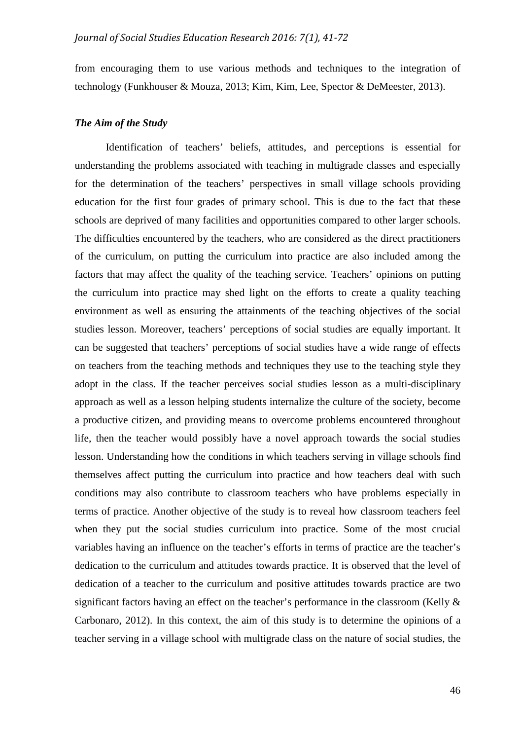from encouraging them to use various methods and techniques to the integration of technology (Funkhouser & Mouza, 2013; Kim, Kim, Lee, Spector & DeMeester, 2013).

### *The Aim of the Study*

Identification of teachers' beliefs, attitudes, and perceptions is essential for understanding the problems associated with teaching in multigrade classes and especially for the determination of the teachers' perspectives in small village schools providing education for the first four grades of primary school. This is due to the fact that these schools are deprived of many facilities and opportunities compared to other larger schools. The difficulties encountered by the teachers, who are considered as the direct practitioners of the curriculum, on putting the curriculum into practice are also included among the factors that may affect the quality of the teaching service. Teachers' opinions on putting the curriculum into practice may shed light on the efforts to create a quality teaching environment as well as ensuring the attainments of the teaching objectives of the social studies lesson. Moreover, teachers' perceptions of social studies are equally important. It can be suggested that teachers' perceptions of social studies have a wide range of effects on teachers from the teaching methods and techniques they use to the teaching style they adopt in the class. If the teacher perceives social studies lesson as a multi-disciplinary approach as well as a lesson helping students internalize the culture of the society, become a productive citizen, and providing means to overcome problems encountered throughout life, then the teacher would possibly have a novel approach towards the social studies lesson. Understanding how the conditions in which teachers serving in village schools find themselves affect putting the curriculum into practice and how teachers deal with such conditions may also contribute to classroom teachers who have problems especially in terms of practice. Another objective of the study is to reveal how classroom teachers feel when they put the social studies curriculum into practice. Some of the most crucial variables having an influence on the teacher's efforts in terms of practice are the teacher's dedication to the curriculum and attitudes towards practice. It is observed that the level of dedication of a teacher to the curriculum and positive attitudes towards practice are two significant factors having an effect on the teacher's performance in the classroom (Kelly & Carbonaro, 2012). In this context, the aim of this study is to determine the opinions of a teacher serving in a village school with multigrade class on the nature of social studies, the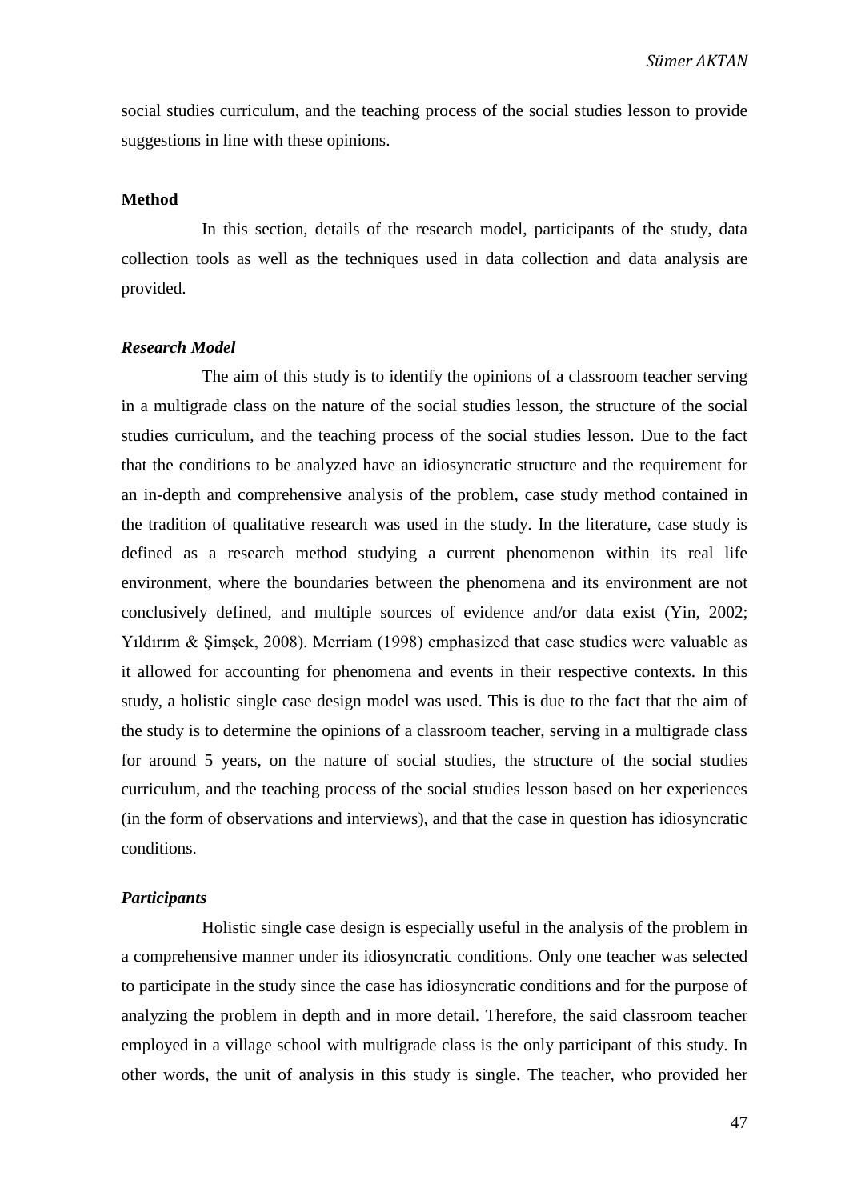social studies curriculum, and the teaching process of the social studies lesson to provide suggestions in line with these opinions.

## Method

In this section, details of the research model, participants of the study, data collection tools as well as the techniques used in data collection and data analysis are provided.

### *Research Model*

The aim of this study is to identify the opinions of a classroom teacher serving in a multigrade class on the nature of the social studies lesson, the structure of the social studies curriculum, and the teaching process of the social studies lesson. Due to the fact that the conditions to be analyzed have an idiosyncratic structure and the requirement for an in-depth and comprehensive analysis of the problem, case study method contained in the tradition of qualitative research was used in the study. In the literature, case study is defined as a research method studying a current phenomenon within its real life environment, where the boundaries between the phenomena and its environment are not conclusively defined, and multiple sources of evidence and/or data exist (Yin, 2002; Yıldırım & Şimşek, 2008). Merriam (1998) emphasized that case studies were valuable as it allowed for accounting for phenomena and events in their respective contexts. In this study, a holistic single case design model was used. This is due to the fact that the aim of the study is to determine the opinions of a classroom teacher, serving in a multigrade class for around 5 years, on the nature of social studies, the structure of the social studies curriculum, and the teaching process of the social studies lesson based on her experiences (in the form of observations and interviews), and that the case in question has idiosyncratic conditions.

### *Participants*

Holistic single case design is especially useful in the analysis of the problem in a comprehensive manner under its idiosyncratic conditions. Only one teacher was selected to participate in the study since the case has idiosyncratic conditions and for the purpose of analyzing the problem in depth and in more detail. Therefore, the said classroom teacher employed in a village school with multigrade class is the only participant of this study. In other words, the unit of analysis in this study is single. The teacher, who provided her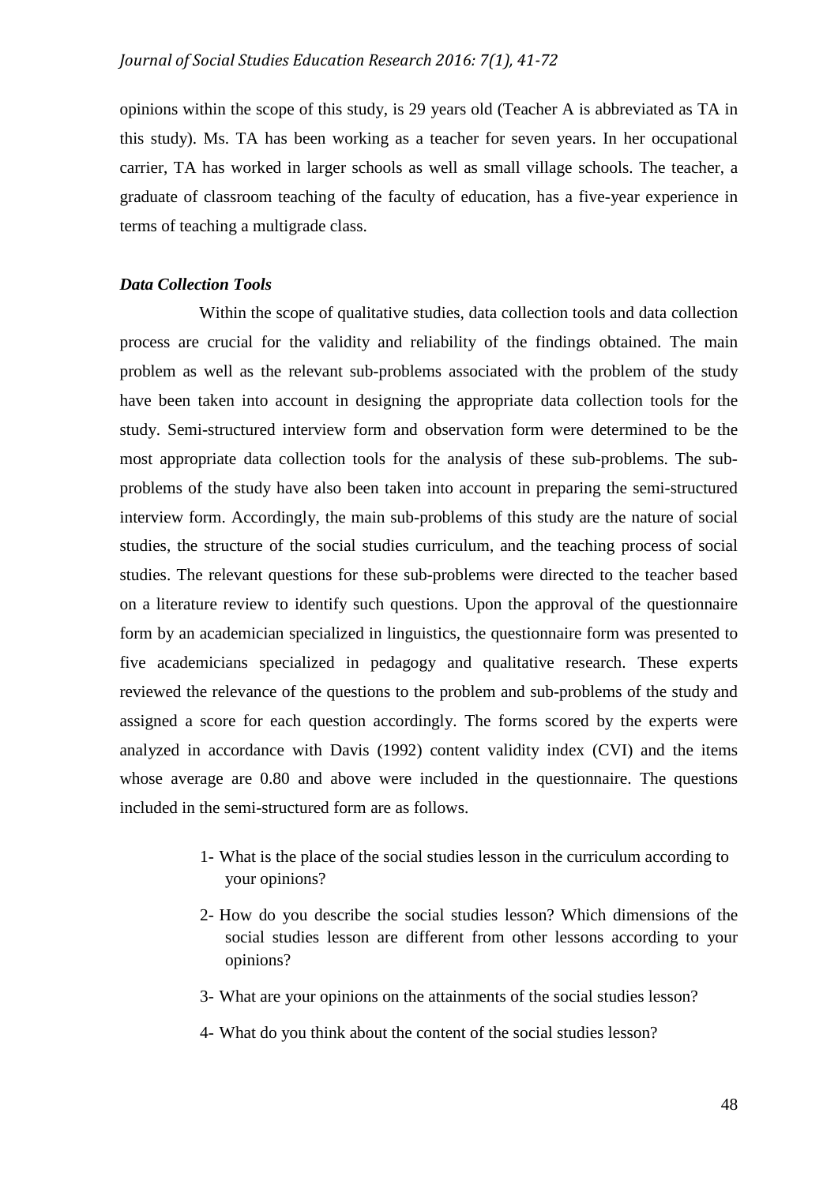opinions within the scope of this study, is 29 years old (Teacher A is abbreviated as TA in this study). Ms. TA has been working as a teacher for seven years. In her occupational carrier, TA has worked in larger schools as well as small village schools. The teacher, a graduate of classroom teaching of the faculty of education, has a five-year experience in terms of teaching a multigrade class.

### *Data Collection Tools*

Within the scope of qualitative studies, data collection tools and data collection process are crucial for the validity and reliability of the findings obtained. The main problem as well as the relevant sub-problems associated with the problem of the study have been taken into account in designing the appropriate data collection tools for the study. Semi-structured interview form and observation form were determined to be the most appropriate data collection tools for the analysis of these sub-problems. The sub-problems of the study have also been taken into account in preparing the semi-structured interview form. Accordingly, the main sub-problems of this study are the nature of social studies, the structure of the social studies curriculum, and the teaching process of social studies. The relevant questions for these sub-problems were directed to the teacher based on a literature review to identify such questions. Upon the approval of the questionnaire form by an academician specialized in linguistics, the questionnaire form was presented to five academicians specialized in pedagogy and qualitative research. These experts reviewed the relevance of the questions to the problem and sub-problems of the study and assigned a score for each question accordingly. The forms scored by the experts were analyzed in accordance with Davis (1992) content validity index (CVI) and the items whose average are 0.80 and above were included in the questionnaire. The questions included in the semi-structured form are as follows.

1- What is the place of the social studies lesson in the curriculum according to your opinions?

2- How do you describe the social studies lesson? Which dimensions of the social studies lesson are different from other lessons according to your opinions?

3- What are your opinions on the attainments of the social studies lesson?

4- What do you think about the content of the social studies lesson?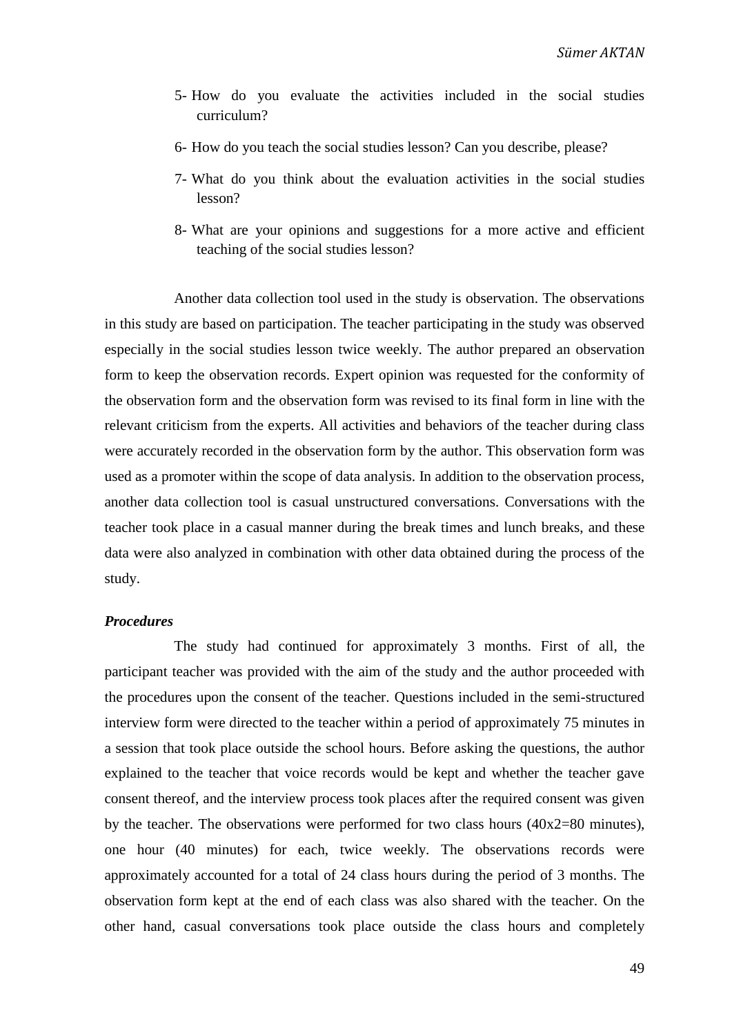5- How do you evaluate the activities included in the social studies curriculum?

6- How do you teach the social studies lesson? Can you describe, please?

7- What do you think about the evaluation activities in the social studies lesson?

8- What are your opinions and suggestions for a more active and efficient teaching of the social studies lesson?

Another data collection tool used in the study is observation. The observations in this study are based on participation. The teacher participating in the study was observed especially in the social studies lesson twice weekly. The author prepared an observation form to keep the observation records. Expert opinion was requested for the conformity of the observation form and the observation form was revised to its final form in line with the relevant criticism from the experts. All activities and behaviors of the teacher during class were accurately recorded in the observation form by the author. This observation form was used as a promoter within the scope of data analysis. In addition to the observation process, another data collection tool is casual unstructured conversations. Conversations with the teacher took place in a casual manner during the break times and lunch breaks, and these data were also analyzed in combination with other data obtained during the process of the study.

***Procedures***

The study had continued for approximately 3 months. First of all, the participant teacher was provided with the aim of the study and the author proceeded with the procedures upon the consent of the teacher. Questions included in the semi-structured interview form were directed to the teacher within a period of approximately 75 minutes in a session that took place outside the school hours. Before asking the questions, the author explained to the teacher that voice records would be kept and whether the teacher gave consent thereof, and the interview process took places after the required consent was given by the teacher. The observations were performed for two class hours (40x2=80 minutes), one hour (40 minutes) for each, twice weekly. The observations records were approximately accounted for a total of 24 class hours during the period of 3 months. The observation form kept at the end of each class was also shared with the teacher. On the other hand, casual conversations took place outside the class hours and completely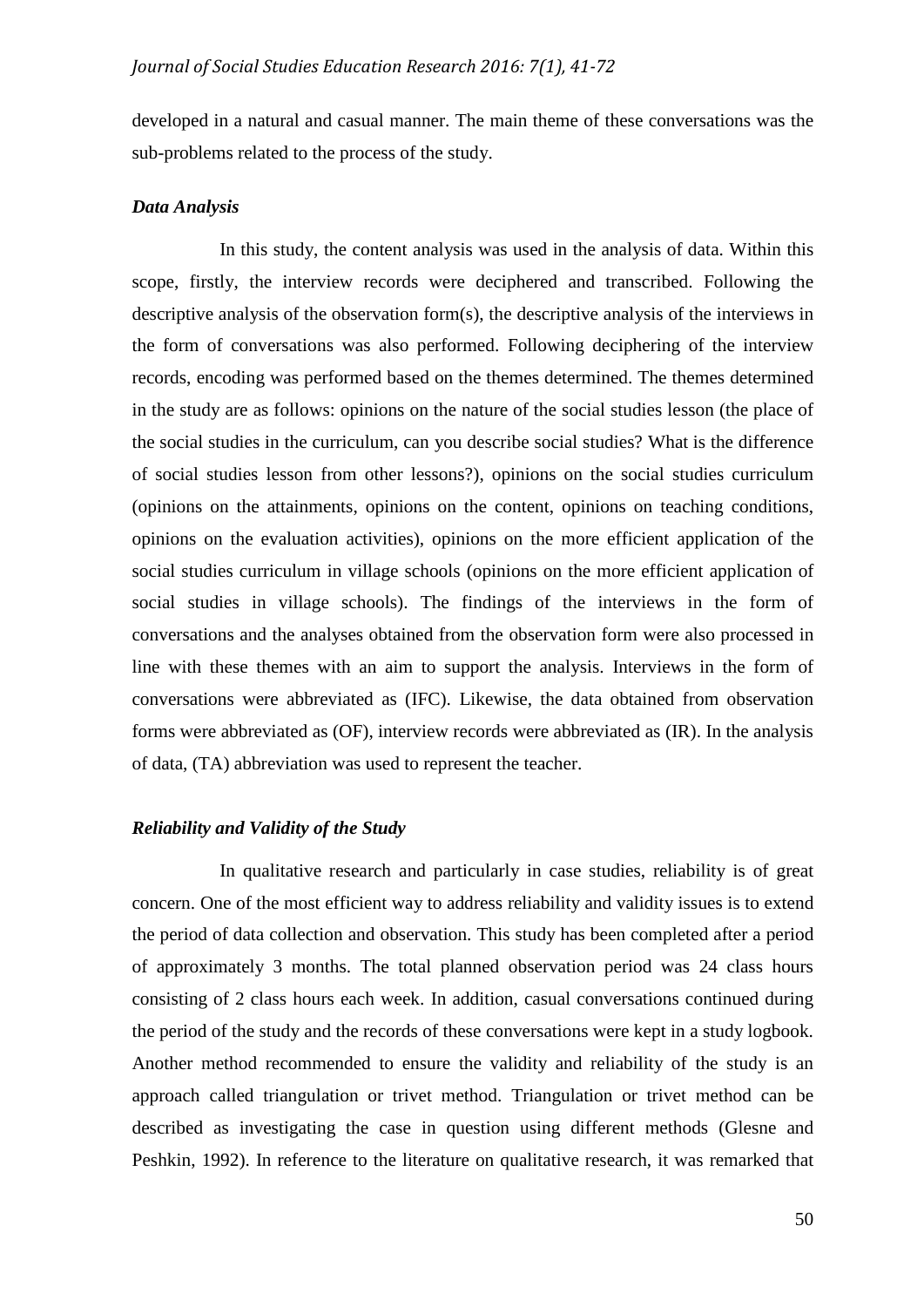developed in a natural and casual manner. The main theme of these conversations was the sub-problems related to the process of the study.

### *Data Analysis*

In this study, the content analysis was used in the analysis of data. Within this scope, firstly, the interview records were deciphered and transcribed. Following the descriptive analysis of the observation form(s), the descriptive analysis of the interviews in the form of conversations was also performed. Following deciphering of the interview records, encoding was performed based on the themes determined. The themes determined in the study are as follows: opinions on the nature of the social studies lesson (the place of the social studies in the curriculum, can you describe social studies? What is the difference of social studies lesson from other lessons?), opinions on the social studies curriculum (opinions on the attainments, opinions on the content, opinions on teaching conditions, opinions on the evaluation activities), opinions on the more efficient application of the social studies curriculum in village schools (opinions on the more efficient application of social studies in village schools). The findings of the interviews in the form of conversations and the analyses obtained from the observation form were also processed in line with these themes with an aim to support the analysis. Interviews in the form of conversations were abbreviated as (IFC). Likewise, the data obtained from observation forms were abbreviated as (OF), interview records were abbreviated as (IR). In the analysis of data, (TA) abbreviation was used to represent the teacher.

### *Reliability and Validity of the Study*

In qualitative research and particularly in case studies, reliability is of great concern. One of the most efficient way to address reliability and validity issues is to extend the period of data collection and observation. This study has been completed after a period of approximately 3 months. The total planned observation period was 24 class hours consisting of 2 class hours each week. In addition, casual conversations continued during the period of the study and the records of these conversations were kept in a study logbook. Another method recommended to ensure the validity and reliability of the study is an approach called triangulation or trivet method. Triangulation or trivet method can be described as investigating the case in question using different methods (Glesne and Peshkin, 1992). In reference to the literature on qualitative research, it was remarked that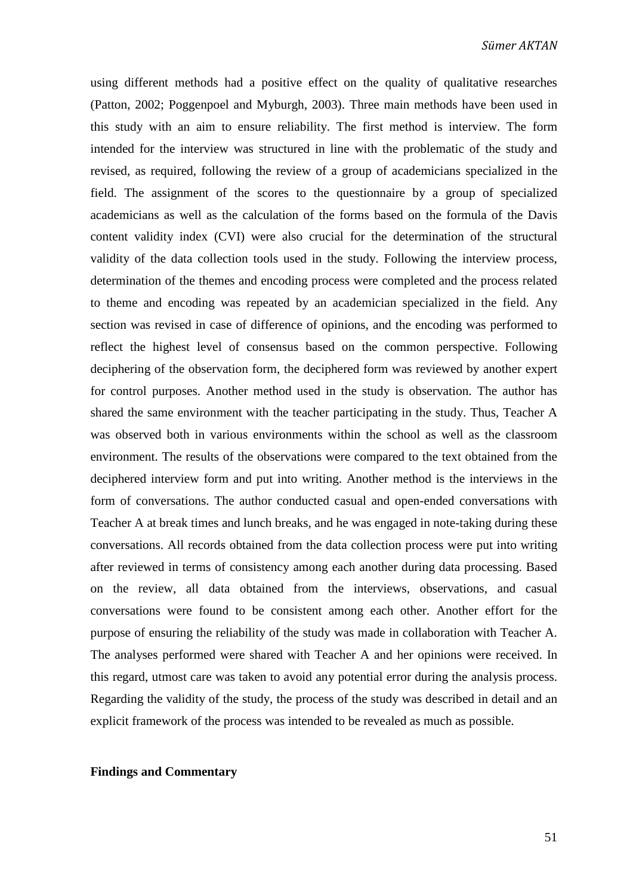using different methods had a positive effect on the quality of qualitative researches (Patton, 2002; Poggenpoel and Myburgh, 2003). Three main methods have been used in this study with an aim to ensure reliability. The first method is interview. The form intended for the interview was structured in line with the problematic of the study and revised, as required, following the review of a group of academicians specialized in the field. The assignment of the scores to the questionnaire by a group of specialized academicians as well as the calculation of the forms based on the formula of the Davis content validity index (CVI) were also crucial for the determination of the structural validity of the data collection tools used in the study. Following the interview process, determination of the themes and encoding process were completed and the process related to theme and encoding was repeated by an academician specialized in the field. Any section was revised in case of difference of opinions, and the encoding was performed to reflect the highest level of consensus based on the common perspective. Following deciphering of the observation form, the deciphered form was reviewed by another expert for control purposes. Another method used in the study is observation. The author has shared the same environment with the teacher participating in the study. Thus, Teacher A was observed both in various environments within the school as well as the classroom environment. The results of the observations were compared to the text obtained from the deciphered interview form and put into writing. Another method is the interviews in the form of conversations. The author conducted casual and open-ended conversations with Teacher A at break times and lunch breaks, and he was engaged in note-taking during these conversations. All records obtained from the data collection process were put into writing after reviewed in terms of consistency among each another during data processing. Based on the review, all data obtained from the interviews, observations, and casual conversations were found to be consistent among each other. Another effort for the purpose of ensuring the reliability of the study was made in collaboration with Teacher A. The analyses performed were shared with Teacher A and her opinions were received. In this regard, utmost care was taken to avoid any potential error during the analysis process. Regarding the validity of the study, the process of the study was described in detail and an explicit framework of the process was intended to be revealed as much as possible.

## Findings and Commentary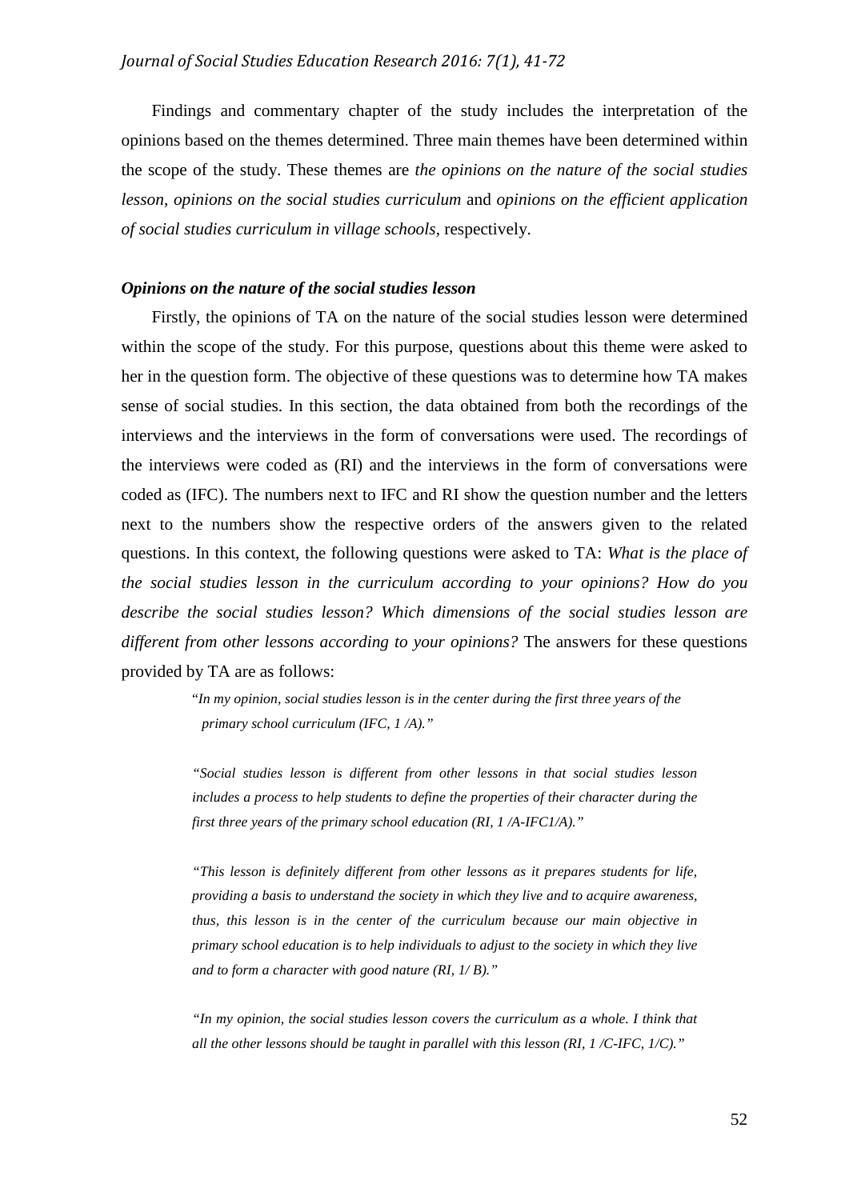Findings and commentary chapter of the study includes the interpretation of the opinions based on the themes determined. Three main themes have been determined within the scope of the study. These themes are *the opinions on the nature of the social studies lesson*, *opinions on the social studies curriculum* and *opinions on the efficient application of social studies curriculum in village schools*, respectively.

### *Opinions on the nature of the social studies lesson*

Firstly, the opinions of TA on the nature of the social studies lesson were determined within the scope of the study. For this purpose, questions about this theme were asked to her in the question form. The objective of these questions was to determine how TA makes sense of social studies. In this section, the data obtained from both the recordings of the interviews and the interviews in the form of conversations were used. The recordings of the interviews were coded as (RI) and the interviews in the form of conversations were coded as (IFC). The numbers next to IFC and RI show the question number and the letters next to the numbers show the respective orders of the answers given to the related questions. In this context, the following questions were asked to TA: *What is the place of the social studies lesson in the curriculum according to your opinions? How do you describe the social studies lesson? Which dimensions of the social studies lesson are different from other lessons according to your opinions?* The answers for these questions provided by TA are as follows:

> "*In my opinion, social studies lesson is in the center during the first three years of the primary school curriculum (IFC, 1 /A).*"

> *"Social studies lesson is different from other lessons in that social studies lesson includes a process to help students to define the properties of their character during the first three years of the primary school education (RI, 1 /A-IFC1/A)."*

> *"This lesson is definitely different from other lessons as it prepares students for life, providing a basis to understand the society in which they live and to acquire awareness, thus, this lesson is in the center of the curriculum because our main objective in primary school education is to help individuals to adjust to the society in which they live and to form a character with good nature (RI, 1/ B)."*

> *"In my opinion, the social studies lesson covers the curriculum as a whole. I think that all the other lessons should be taught in parallel with this lesson (RI, 1 /C-IFC, 1/C)."*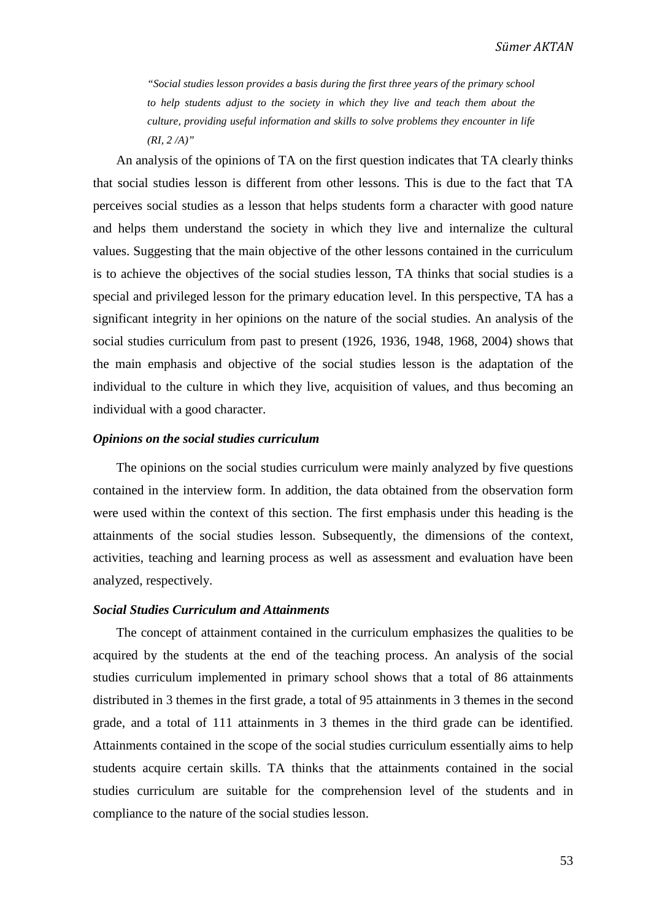> *"Social studies lesson provides a basis during the first three years of the primary school to help students adjust to the society in which they live and teach them about the culture, providing useful information and skills to solve problems they encounter in life (RI, 2 /A)"*

An analysis of the opinions of TA on the first question indicates that TA clearly thinks that social studies lesson is different from other lessons. This is due to the fact that TA perceives social studies as a lesson that helps students form a character with good nature and helps them understand the society in which they live and internalize the cultural values. Suggesting that the main objective of the other lessons contained in the curriculum is to achieve the objectives of the social studies lesson, TA thinks that social studies is a special and privileged lesson for the primary education level. In this perspective, TA has a significant integrity in her opinions on the nature of the social studies. An analysis of the social studies curriculum from past to present (1926, 1936, 1948, 1968, 2004) shows that the main emphasis and objective of the social studies lesson is the adaptation of the individual to the culture in which they live, acquisition of values, and thus becoming an individual with a good character.

### *Opinions on the social studies curriculum*

The opinions on the social studies curriculum were mainly analyzed by five questions contained in the interview form. In addition, the data obtained from the observation form were used within the context of this section. The first emphasis under this heading is the attainments of the social studies lesson. Subsequently, the dimensions of the context, activities, teaching and learning process as well as assessment and evaluation have been analyzed, respectively.

### *Social Studies Curriculum and Attainments*

The concept of attainment contained in the curriculum emphasizes the qualities to be acquired by the students at the end of the teaching process. An analysis of the social studies curriculum implemented in primary school shows that a total of 86 attainments distributed in 3 themes in the first grade, a total of 95 attainments in 3 themes in the second grade, and a total of 111 attainments in 3 themes in the third grade can be identified. Attainments contained in the scope of the social studies curriculum essentially aims to help students acquire certain skills. TA thinks that the attainments contained in the social studies curriculum are suitable for the comprehension level of the students and in compliance to the nature of the social studies lesson.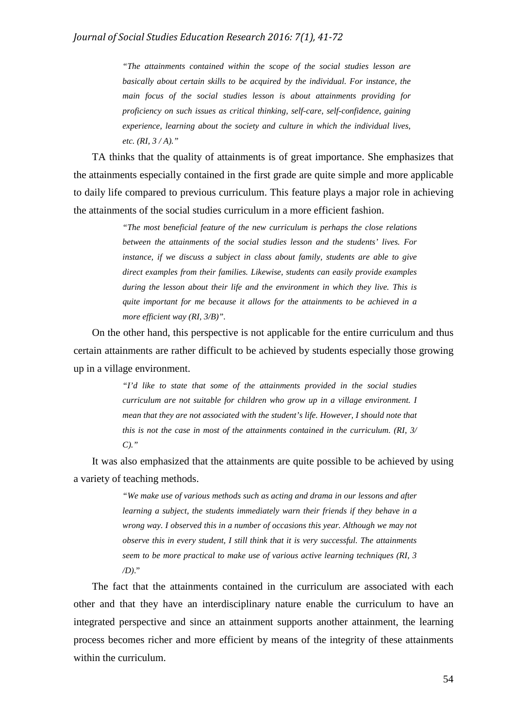> *"The attainments contained within the scope of the social studies lesson are basically about certain skills to be acquired by the individual. For instance, the main focus of the social studies lesson is about attainments providing for proficiency on such issues as critical thinking, self-care, self-confidence, gaining experience, learning about the society and culture in which the individual lives, etc. (RI, 3 / A)."*

TA thinks that the quality of attainments is of great importance. She emphasizes that the attainments especially contained in the first grade are quite simple and more applicable to daily life compared to previous curriculum. This feature plays a major role in achieving the attainments of the social studies curriculum in a more efficient fashion.

> *"The most beneficial feature of the new curriculum is perhaps the close relations between the attainments of the social studies lesson and the students' lives. For instance, if we discuss a subject in class about family, students are able to give direct examples from their families. Likewise, students can easily provide examples during the lesson about their life and the environment in which they live. This is quite important for me because it allows for the attainments to be achieved in a more efficient way (RI, 3/B)".*

On the other hand, this perspective is not applicable for the entire curriculum and thus certain attainments are rather difficult to be achieved by students especially those growing up in a village environment.

> *"I'd like to state that some of the attainments provided in the social studies curriculum are not suitable for children who grow up in a village environment. I mean that they are not associated with the student's life. However, I should note that this is not the case in most of the attainments contained in the curriculum. (RI, 3/ C)."*

It was also emphasized that the attainments are quite possible to be achieved by using a variety of teaching methods.

> *"We make use of various methods such as acting and drama in our lessons and after learning a subject, the students immediately warn their friends if they behave in a wrong way. I observed this in a number of occasions this year. Although we may not observe this in every student, I still think that it is very successful. The attainments seem to be more practical to make use of various active learning techniques (RI, 3 /D)."*

The fact that the attainments contained in the curriculum are associated with each other and that they have an interdisciplinary nature enable the curriculum to have an integrated perspective and since an attainment supports another attainment, the learning process becomes richer and more efficient by means of the integrity of these attainments within the curriculum.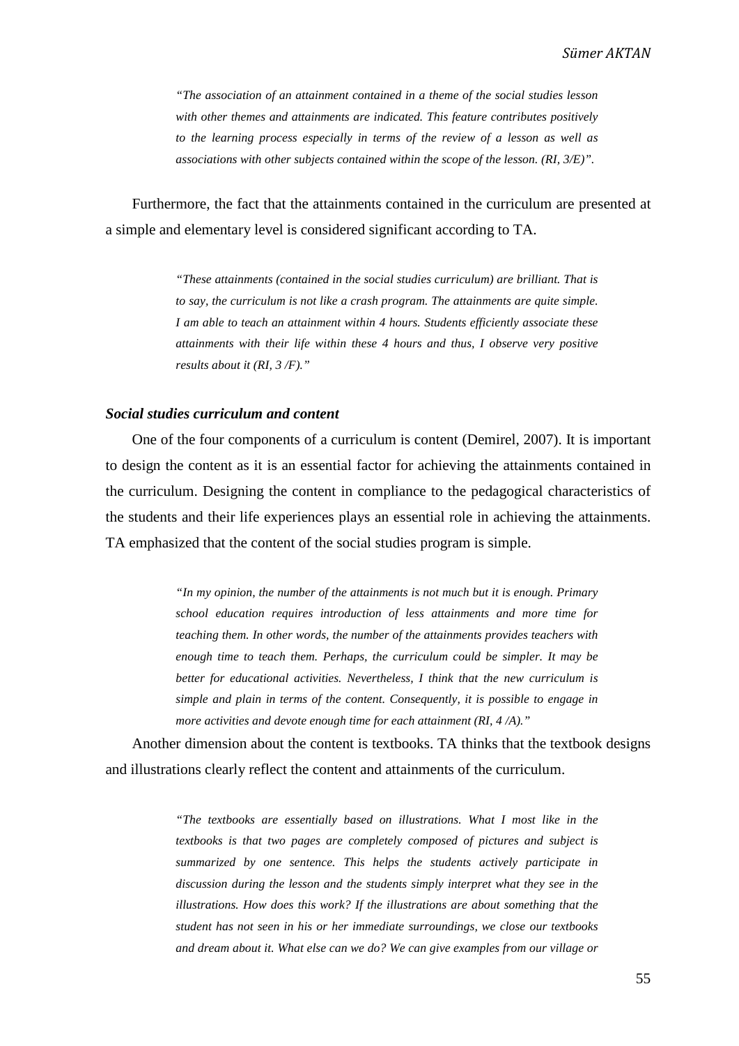> *"The association of an attainment contained in a theme of the social studies lesson with other themes and attainments are indicated. This feature contributes positively to the learning process especially in terms of the review of a lesson as well as associations with other subjects contained within the scope of the lesson. (RI, 3/E)".*

Furthermore, the fact that the attainments contained in the curriculum are presented at a simple and elementary level is considered significant according to TA.

> *"These attainments (contained in the social studies curriculum) are brilliant. That is to say, the curriculum is not like a crash program. The attainments are quite simple. I am able to teach an attainment within 4 hours. Students efficiently associate these attainments with their life within these 4 hours and thus, I observe very positive results about it (RI, 3 /F)."*

### *Social studies curriculum and content*

One of the four components of a curriculum is content (Demirel, 2007). It is important to design the content as it is an essential factor for achieving the attainments contained in the curriculum. Designing the content in compliance to the pedagogical characteristics of the students and their life experiences plays an essential role in achieving the attainments. TA emphasized that the content of the social studies program is simple.

> *"In my opinion, the number of the attainments is not much but it is enough. Primary school education requires introduction of less attainments and more time for teaching them. In other words, the number of the attainments provides teachers with enough time to teach them. Perhaps, the curriculum could be simpler. It may be better for educational activities. Nevertheless, I think that the new curriculum is simple and plain in terms of the content. Consequently, it is possible to engage in more activities and devote enough time for each attainment (RI, 4 /A)."*

Another dimension about the content is textbooks. TA thinks that the textbook designs and illustrations clearly reflect the content and attainments of the curriculum.

> *"The textbooks are essentially based on illustrations. What I most like in the textbooks is that two pages are completely composed of pictures and subject is summarized by one sentence. This helps the students actively participate in discussion during the lesson and the students simply interpret what they see in the illustrations. How does this work? If the illustrations are about something that the student has not seen in his or her immediate surroundings, we close our textbooks and dream about it. What else can we do? We can give examples from our village or*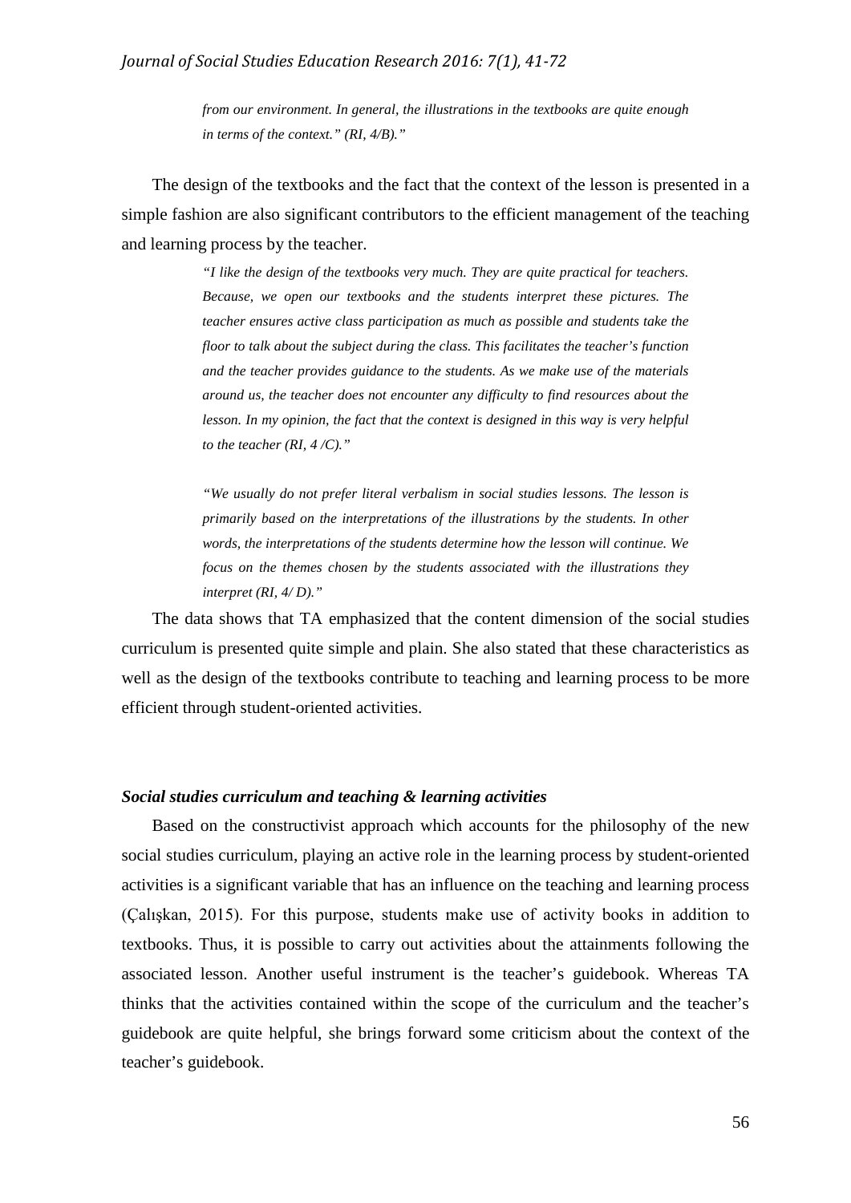> *from our environment. In general, the illustrations in the textbooks are quite enough in terms of the context." (RI, 4/B)."*

The design of the textbooks and the fact that the context of the lesson is presented in a simple fashion are also significant contributors to the efficient management of the teaching and learning process by the teacher.

> *"I like the design of the textbooks very much. They are quite practical for teachers. Because, we open our textbooks and the students interpret these pictures. The teacher ensures active class participation as much as possible and students take the floor to talk about the subject during the class. This facilitates the teacher's function and the teacher provides guidance to the students. As we make use of the materials around us, the teacher does not encounter any difficulty to find resources about the lesson. In my opinion, the fact that the context is designed in this way is very helpful to the teacher (RI, 4 /C)."*

> *"We usually do not prefer literal verbalism in social studies lessons. The lesson is primarily based on the interpretations of the illustrations by the students. In other words, the interpretations of the students determine how the lesson will continue. We focus on the themes chosen by the students associated with the illustrations they interpret (RI, 4/ D)."*

The data shows that TA emphasized that the content dimension of the social studies curriculum is presented quite simple and plain. She also stated that these characteristics as well as the design of the textbooks contribute to teaching and learning process to be more efficient through student-oriented activities.

#### *Social studies curriculum and teaching & learning activities*

Based on the constructivist approach which accounts for the philosophy of the new social studies curriculum, playing an active role in the learning process by student-oriented activities is a significant variable that has an influence on the teaching and learning process (Çalışkan, 2015). For this purpose, students make use of activity books in addition to textbooks. Thus, it is possible to carry out activities about the attainments following the associated lesson. Another useful instrument is the teacher's guidebook. Whereas TA thinks that the activities contained within the scope of the curriculum and the teacher's guidebook are quite helpful, she brings forward some criticism about the context of the teacher's guidebook.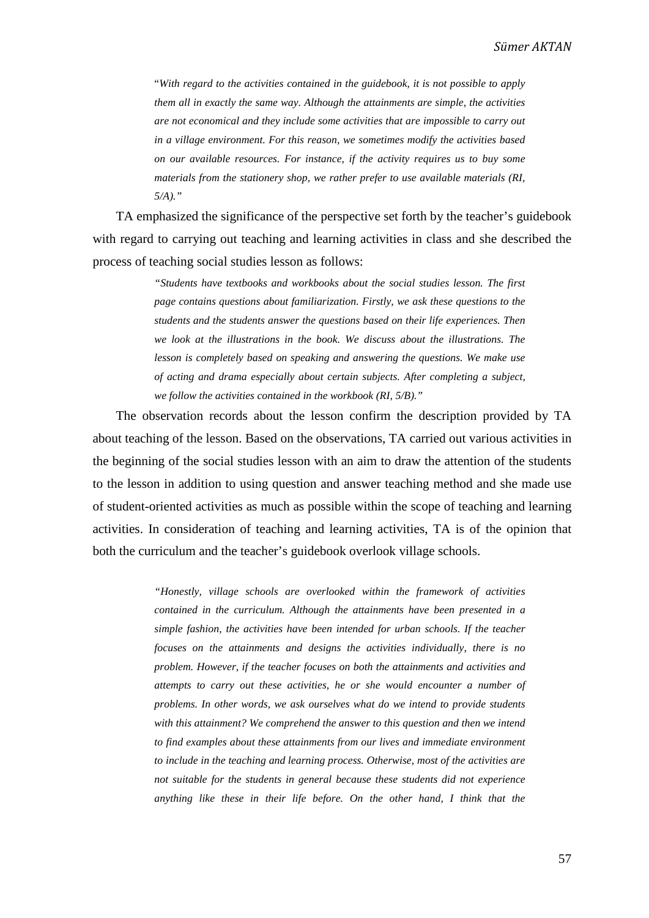> "*With regard to the activities contained in the guidebook, it is not possible to apply them all in exactly the same way. Although the attainments are simple, the activities are not economical and they include some activities that are impossible to carry out in a village environment. For this reason, we sometimes modify the activities based on our available resources. For instance, if the activity requires us to buy some materials from the stationery shop, we rather prefer to use available materials (RI, 5/A).*"

TA emphasized the significance of the perspective set forth by the teacher's guidebook with regard to carrying out teaching and learning activities in class and she described the process of teaching social studies lesson as follows:

> *"Students have textbooks and workbooks about the social studies lesson. The first page contains questions about familiarization. Firstly, we ask these questions to the students and the students answer the questions based on their life experiences. Then we look at the illustrations in the book. We discuss about the illustrations. The lesson is completely based on speaking and answering the questions. We make use of acting and drama especially about certain subjects. After completing a subject, we follow the activities contained in the workbook (RI, 5/B)."*

The observation records about the lesson confirm the description provided by TA about teaching of the lesson. Based on the observations, TA carried out various activities in the beginning of the social studies lesson with an aim to draw the attention of the students to the lesson in addition to using question and answer teaching method and she made use of student-oriented activities as much as possible within the scope of teaching and learning activities. In consideration of teaching and learning activities, TA is of the opinion that both the curriculum and the teacher's guidebook overlook village schools.

> *"Honestly, village schools are overlooked within the framework of activities contained in the curriculum. Although the attainments have been presented in a simple fashion, the activities have been intended for urban schools. If the teacher focuses on the attainments and designs the activities individually, there is no problem. However, if the teacher focuses on both the attainments and activities and attempts to carry out these activities, he or she would encounter a number of problems. In other words, we ask ourselves what do we intend to provide students with this attainment? We comprehend the answer to this question and then we intend to find examples about these attainments from our lives and immediate environment to include in the teaching and learning process. Otherwise, most of the activities are not suitable for the students in general because these students did not experience anything like these in their life before. On the other hand, I think that the*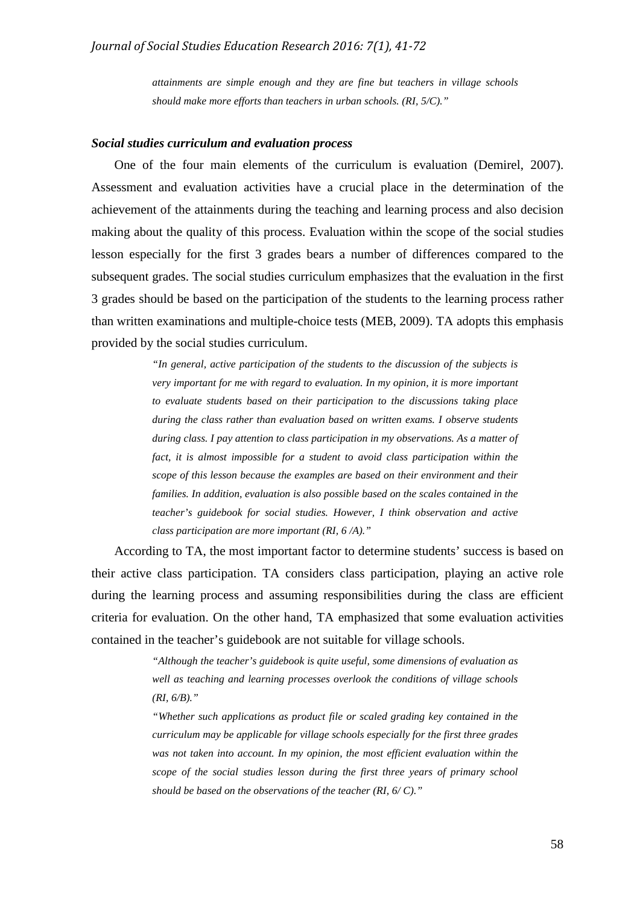> *attainments are simple enough and they are fine but teachers in village schools should make more efforts than teachers in urban schools. (RI, 5/C)."*

### *Social studies curriculum and evaluation process*

One of the four main elements of the curriculum is evaluation (Demirel, 2007). Assessment and evaluation activities have a crucial place in the determination of the achievement of the attainments during the teaching and learning process and also decision making about the quality of this process. Evaluation within the scope of the social studies lesson especially for the first 3 grades bears a number of differences compared to the subsequent grades. The social studies curriculum emphasizes that the evaluation in the first 3 grades should be based on the participation of the students to the learning process rather than written examinations and multiple-choice tests (MEB, 2009). TA adopts this emphasis provided by the social studies curriculum.

> *"In general, active participation of the students to the discussion of the subjects is very important for me with regard to evaluation. In my opinion, it is more important to evaluate students based on their participation to the discussions taking place during the class rather than evaluation based on written exams. I observe students during class. I pay attention to class participation in my observations. As a matter of fact, it is almost impossible for a student to avoid class participation within the scope of this lesson because the examples are based on their environment and their families. In addition, evaluation is also possible based on the scales contained in the teacher's guidebook for social studies. However, I think observation and active class participation are more important (RI, 6 /A)."*

According to TA, the most important factor to determine students' success is based on their active class participation. TA considers class participation, playing an active role during the learning process and assuming responsibilities during the class are efficient criteria for evaluation. On the other hand, TA emphasized that some evaluation activities contained in the teacher's guidebook are not suitable for village schools.

> *"Although the teacher's guidebook is quite useful, some dimensions of evaluation as well as teaching and learning processes overlook the conditions of village schools (RI, 6/B)."*
>
> *"Whether such applications as product file or scaled grading key contained in the curriculum may be applicable for village schools especially for the first three grades was not taken into account. In my opinion, the most efficient evaluation within the scope of the social studies lesson during the first three years of primary school should be based on the observations of the teacher (RI, 6/ C)."*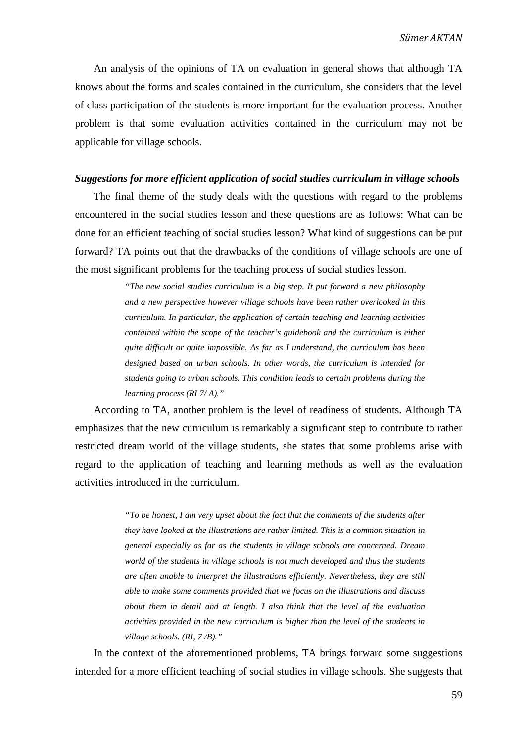An analysis of the opinions of TA on evaluation in general shows that although TA knows about the forms and scales contained in the curriculum, she considers that the level of class participation of the students is more important for the evaluation process. Another problem is that some evaluation activities contained in the curriculum may not be applicable for village schools.

### *Suggestions for more efficient application of social studies curriculum in village schools*

The final theme of the study deals with the questions with regard to the problems encountered in the social studies lesson and these questions are as follows: What can be done for an efficient teaching of social studies lesson? What kind of suggestions can be put forward? TA points out that the drawbacks of the conditions of village schools are one of the most significant problems for the teaching process of social studies lesson.

> *"The new social studies curriculum is a big step. It put forward a new philosophy and a new perspective however village schools have been rather overlooked in this curriculum. In particular, the application of certain teaching and learning activities contained within the scope of the teacher's guidebook and the curriculum is either quite difficult or quite impossible. As far as I understand, the curriculum has been designed based on urban schools. In other words, the curriculum is intended for students going to urban schools. This condition leads to certain problems during the learning process (RI 7/ A)."*

According to TA, another problem is the level of readiness of students. Although TA emphasizes that the new curriculum is remarkably a significant step to contribute to rather restricted dream world of the village students, she states that some problems arise with regard to the application of teaching and learning methods as well as the evaluation activities introduced in the curriculum.

> *"To be honest, I am very upset about the fact that the comments of the students after they have looked at the illustrations are rather limited. This is a common situation in general especially as far as the students in village schools are concerned. Dream world of the students in village schools is not much developed and thus the students are often unable to interpret the illustrations efficiently. Nevertheless, they are still able to make some comments provided that we focus on the illustrations and discuss about them in detail and at length. I also think that the level of the evaluation activities provided in the new curriculum is higher than the level of the students in village schools. (RI, 7 /B)."*

In the context of the aforementioned problems, TA brings forward some suggestions intended for a more efficient teaching of social studies in village schools. She suggests that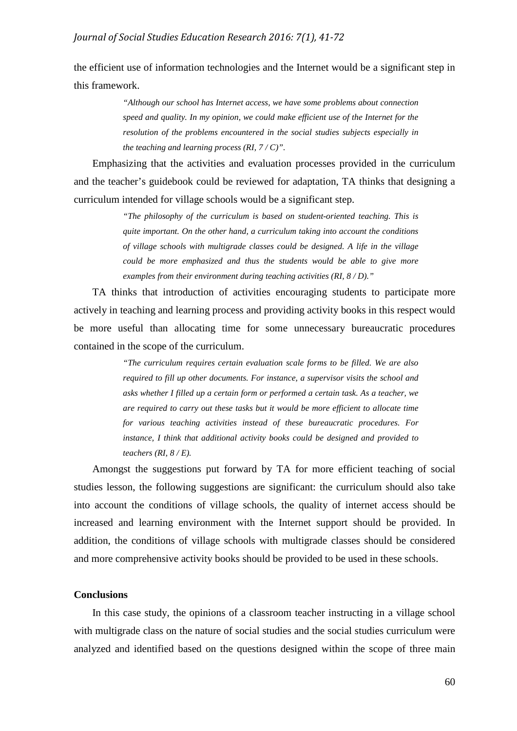the efficient use of information technologies and the Internet would be a significant step in this framework.

> *"Although our school has Internet access, we have some problems about connection speed and quality. In my opinion, we could make efficient use of the Internet for the resolution of the problems encountered in the social studies subjects especially in the teaching and learning process (RI, 7 / C)".*

Emphasizing that the activities and evaluation processes provided in the curriculum and the teacher's guidebook could be reviewed for adaptation, TA thinks that designing a curriculum intended for village schools would be a significant step.

> *"The philosophy of the curriculum is based on student-oriented teaching. This is quite important. On the other hand, a curriculum taking into account the conditions of village schools with multigrade classes could be designed. A life in the village could be more emphasized and thus the students would be able to give more examples from their environment during teaching activities (RI, 8 / D)."*

TA thinks that introduction of activities encouraging students to participate more actively in teaching and learning process and providing activity books in this respect would be more useful than allocating time for some unnecessary bureaucratic procedures contained in the scope of the curriculum.

> *"The curriculum requires certain evaluation scale forms to be filled. We are also required to fill up other documents. For instance, a supervisor visits the school and asks whether I filled up a certain form or performed a certain task. As a teacher, we are required to carry out these tasks but it would be more efficient to allocate time for various teaching activities instead of these bureaucratic procedures. For instance, I think that additional activity books could be designed and provided to teachers (RI, 8 / E).*

Amongst the suggestions put forward by TA for more efficient teaching of social studies lesson, the following suggestions are significant: the curriculum should also take into account the conditions of village schools, the quality of internet access should be increased and learning environment with the Internet support should be provided. In addition, the conditions of village schools with multigrade classes should be considered and more comprehensive activity books should be provided to be used in these schools.

## Conclusions

In this case study, the opinions of a classroom teacher instructing in a village school with multigrade class on the nature of social studies and the social studies curriculum were analyzed and identified based on the questions designed within the scope of three main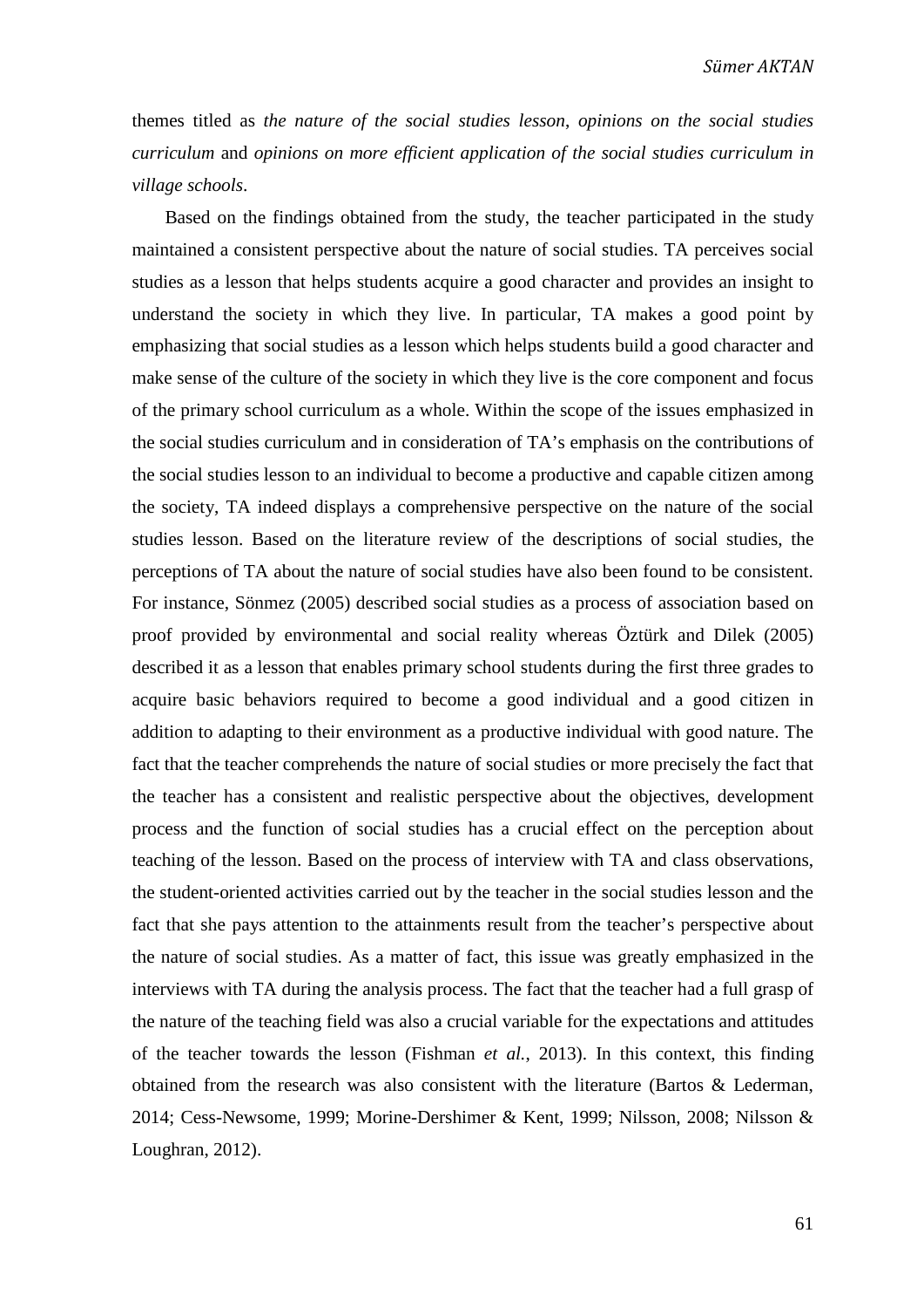themes titled as *the nature of the social studies lesson*, *opinions on the social studies curriculum* and *opinions on more efficient application of the social studies curriculum in village schools*.

Based on the findings obtained from the study, the teacher participated in the study maintained a consistent perspective about the nature of social studies. TA perceives social studies as a lesson that helps students acquire a good character and provides an insight to understand the society in which they live. In particular, TA makes a good point by emphasizing that social studies as a lesson which helps students build a good character and make sense of the culture of the society in which they live is the core component and focus of the primary school curriculum as a whole. Within the scope of the issues emphasized in the social studies curriculum and in consideration of TA's emphasis on the contributions of the social studies lesson to an individual to become a productive and capable citizen among the society, TA indeed displays a comprehensive perspective on the nature of the social studies lesson. Based on the literature review of the descriptions of social studies, the perceptions of TA about the nature of social studies have also been found to be consistent. For instance, Sönmez (2005) described social studies as a process of association based on proof provided by environmental and social reality whereas Öztürk and Dilek (2005) described it as a lesson that enables primary school students during the first three grades to acquire basic behaviors required to become a good individual and a good citizen in addition to adapting to their environment as a productive individual with good nature. The fact that the teacher comprehends the nature of social studies or more precisely the fact that the teacher has a consistent and realistic perspective about the objectives, development process and the function of social studies has a crucial effect on the perception about teaching of the lesson. Based on the process of interview with TA and class observations, the student-oriented activities carried out by the teacher in the social studies lesson and the fact that she pays attention to the attainments result from the teacher's perspective about the nature of social studies. As a matter of fact, this issue was greatly emphasized in the interviews with TA during the analysis process. The fact that the teacher had a full grasp of the nature of the teaching field was also a crucial variable for the expectations and attitudes of the teacher towards the lesson (Fishman *et al.*, 2013). In this context, this finding obtained from the research was also consistent with the literature (Bartos & Lederman, 2014; Cess-Newsome, 1999; Morine-Dershimer & Kent, 1999; Nilsson, 2008; Nilsson & Loughran, 2012).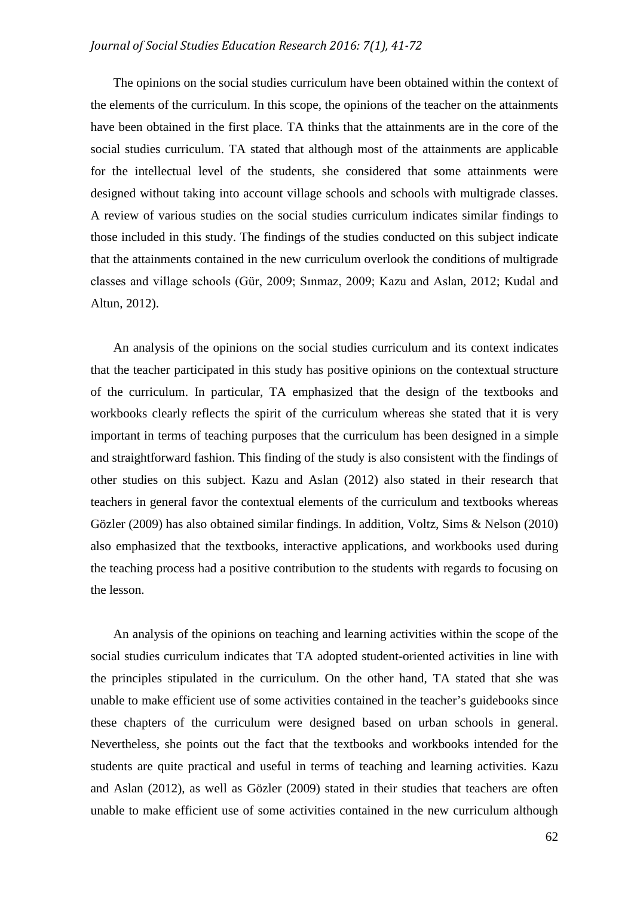The opinions on the social studies curriculum have been obtained within the context of the elements of the curriculum. In this scope, the opinions of the teacher on the attainments have been obtained in the first place. TA thinks that the attainments are in the core of the social studies curriculum. TA stated that although most of the attainments are applicable for the intellectual level of the students, she considered that some attainments were designed without taking into account village schools and schools with multigrade classes. A review of various studies on the social studies curriculum indicates similar findings to those included in this study. The findings of the studies conducted on this subject indicate that the attainments contained in the new curriculum overlook the conditions of multigrade classes and village schools (Gür, 2009; Sınmaz, 2009; Kazu and Aslan, 2012; Kudal and Altun, 2012).

An analysis of the opinions on the social studies curriculum and its context indicates that the teacher participated in this study has positive opinions on the contextual structure of the curriculum. In particular, TA emphasized that the design of the textbooks and workbooks clearly reflects the spirit of the curriculum whereas she stated that it is very important in terms of teaching purposes that the curriculum has been designed in a simple and straightforward fashion. This finding of the study is also consistent with the findings of other studies on this subject. Kazu and Aslan (2012) also stated in their research that teachers in general favor the contextual elements of the curriculum and textbooks whereas Gözler (2009) has also obtained similar findings. In addition, Voltz, Sims & Nelson (2010) also emphasized that the textbooks, interactive applications, and workbooks used during the teaching process had a positive contribution to the students with regards to focusing on the lesson.

An analysis of the opinions on teaching and learning activities within the scope of the social studies curriculum indicates that TA adopted student-oriented activities in line with the principles stipulated in the curriculum. On the other hand, TA stated that she was unable to make efficient use of some activities contained in the teacher's guidebooks since these chapters of the curriculum were designed based on urban schools in general. Nevertheless, she points out the fact that the textbooks and workbooks intended for the students are quite practical and useful in terms of teaching and learning activities. Kazu and Aslan (2012), as well as Gözler (2009) stated in their studies that teachers are often unable to make efficient use of some activities contained in the new curriculum although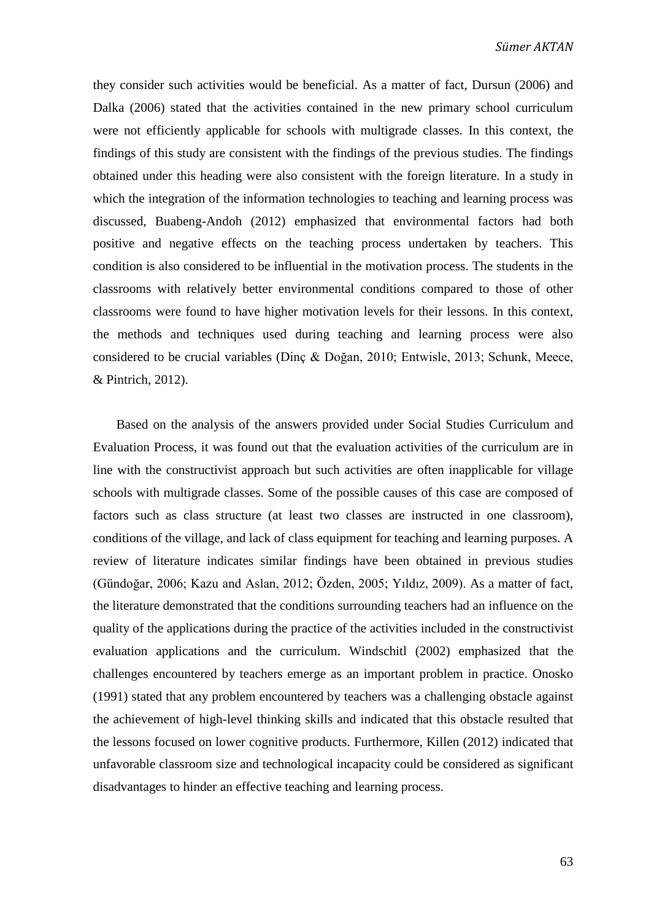they consider such activities would be beneficial. As a matter of fact, Dursun (2006) and Dalka (2006) stated that the activities contained in the new primary school curriculum were not efficiently applicable for schools with multigrade classes. In this context, the findings of this study are consistent with the findings of the previous studies. The findings obtained under this heading were also consistent with the foreign literature. In a study in which the integration of the information technologies to teaching and learning process was discussed, Buabeng-Andoh (2012) emphasized that environmental factors had both positive and negative effects on the teaching process undertaken by teachers. This condition is also considered to be influential in the motivation process. The students in the classrooms with relatively better environmental conditions compared to those of other classrooms were found to have higher motivation levels for their lessons. In this context, the methods and techniques used during teaching and learning process were also considered to be crucial variables (Dinç & Doğan, 2010; Entwisle, 2013; Schunk, Meece, & Pintrich, 2012).

Based on the analysis of the answers provided under Social Studies Curriculum and Evaluation Process, it was found out that the evaluation activities of the curriculum are in line with the constructivist approach but such activities are often inapplicable for village schools with multigrade classes. Some of the possible causes of this case are composed of factors such as class structure (at least two classes are instructed in one classroom), conditions of the village, and lack of class equipment for teaching and learning purposes. A review of literature indicates similar findings have been obtained in previous studies (Gündoğar, 2006; Kazu and Aslan, 2012; Özden, 2005; Yıldız, 2009). As a matter of fact, the literature demonstrated that the conditions surrounding teachers had an influence on the quality of the applications during the practice of the activities included in the constructivist evaluation applications and the curriculum. Windschitl (2002) emphasized that the challenges encountered by teachers emerge as an important problem in practice. Onosko (1991) stated that any problem encountered by teachers was a challenging obstacle against the achievement of high-level thinking skills and indicated that this obstacle resulted that the lessons focused on lower cognitive products. Furthermore, Killen (2012) indicated that unfavorable classroom size and technological incapacity could be considered as significant disadvantages to hinder an effective teaching and learning process.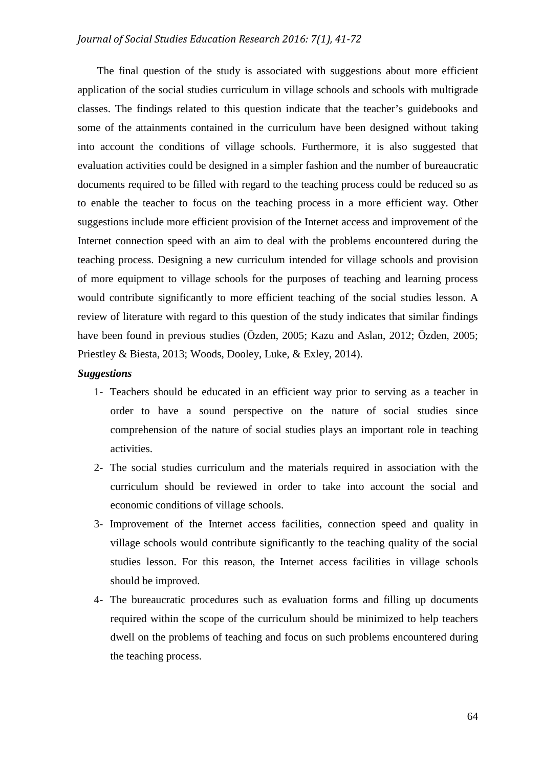The final question of the study is associated with suggestions about more efficient application of the social studies curriculum in village schools and schools with multigrade classes. The findings related to this question indicate that the teacher's guidebooks and some of the attainments contained in the curriculum have been designed without taking into account the conditions of village schools. Furthermore, it is also suggested that evaluation activities could be designed in a simpler fashion and the number of bureaucratic documents required to be filled with regard to the teaching process could be reduced so as to enable the teacher to focus on the teaching process in a more efficient way. Other suggestions include more efficient provision of the Internet access and improvement of the Internet connection speed with an aim to deal with the problems encountered during the teaching process. Designing a new curriculum intended for village schools and provision of more equipment to village schools for the purposes of teaching and learning process would contribute significantly to more efficient teaching of the social studies lesson. A review of literature with regard to this question of the study indicates that similar findings have been found in previous studies (Özden, 2005; Kazu and Aslan, 2012; Özden, 2005; Priestley & Biesta, 2013; Woods, Dooley, Luke, & Exley, 2014).

***Suggestions***

1- Teachers should be educated in an efficient way prior to serving as a teacher in order to have a sound perspective on the nature of social studies since comprehension of the nature of social studies plays an important role in teaching activities.

2- The social studies curriculum and the materials required in association with the curriculum should be reviewed in order to take into account the social and economic conditions of village schools.

3- Improvement of the Internet access facilities, connection speed and quality in village schools would contribute significantly to the teaching quality of the social studies lesson. For this reason, the Internet access facilities in village schools should be improved.

4- The bureaucratic procedures such as evaluation forms and filling up documents required within the scope of the curriculum should be minimized to help teachers dwell on the problems of teaching and focus on such problems encountered during the teaching process.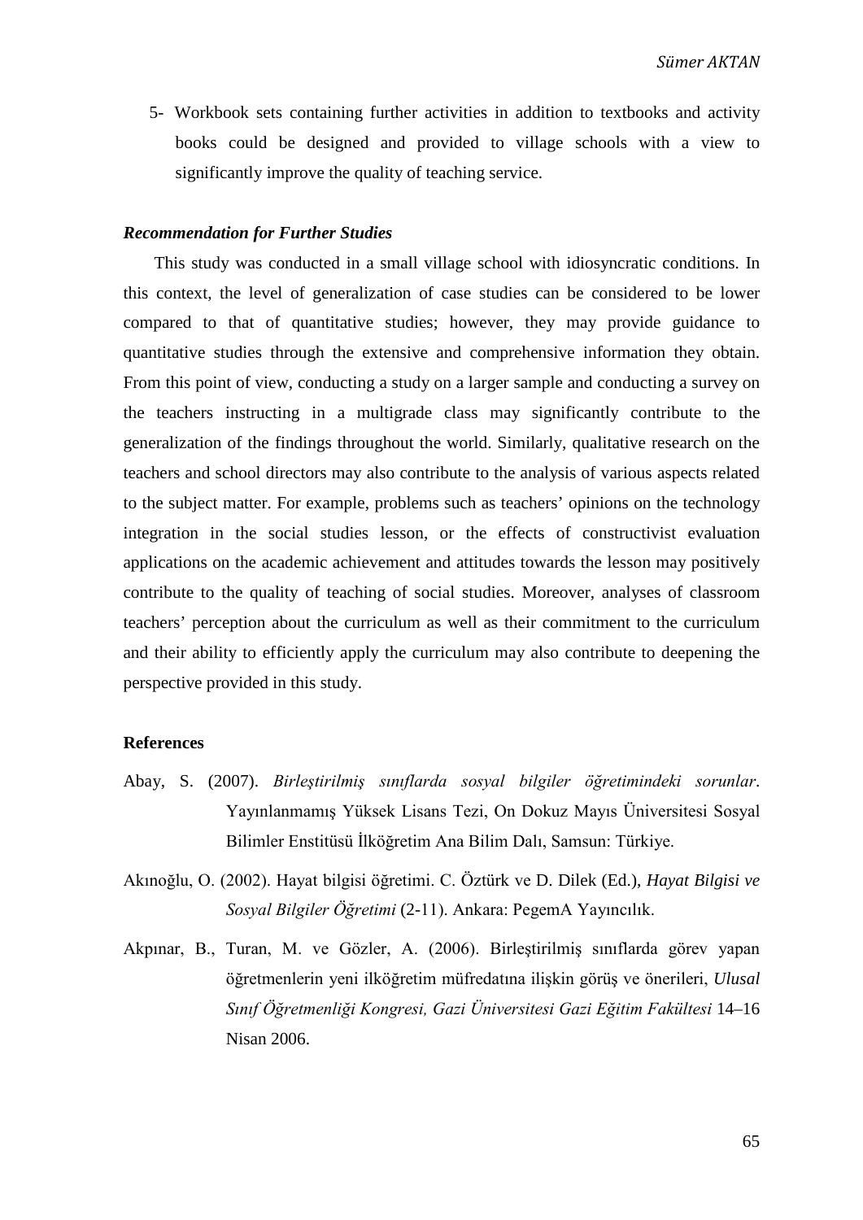5- Workbook sets containing further activities in addition to textbooks and activity books could be designed and provided to village schools with a view to significantly improve the quality of teaching service.

### *Recommendation for Further Studies*

This study was conducted in a small village school with idiosyncratic conditions. In this context, the level of generalization of case studies can be considered to be lower compared to that of quantitative studies; however, they may provide guidance to quantitative studies through the extensive and comprehensive information they obtain. From this point of view, conducting a study on a larger sample and conducting a survey on the teachers instructing in a multigrade class may significantly contribute to the generalization of the findings throughout the world. Similarly, qualitative research on the teachers and school directors may also contribute to the analysis of various aspects related to the subject matter. For example, problems such as teachers' opinions on the technology integration in the social studies lesson, or the effects of constructivist evaluation applications on the academic achievement and attitudes towards the lesson may positively contribute to the quality of teaching of social studies. Moreover, analyses of classroom teachers' perception about the curriculum as well as their commitment to the curriculum and their ability to efficiently apply the curriculum may also contribute to deepening the perspective provided in this study.

### References

Abay, S. (2007). *Birleştirilmiş sınıflarda sosyal bilgiler öğretimindeki sorunlar*. Yayınlanmamış Yüksek Lisans Tezi, On Dokuz Mayıs Üniversitesi Sosyal Bilimler Enstitüsü İlköğretim Ana Bilim Dalı, Samsun: Türkiye.

Akınoğlu, O. (2002). Hayat bilgisi öğretimi. C. Öztürk ve D. Dilek (Ed.), *Hayat Bilgisi ve Sosyal Bilgiler Öğretimi* (2-11). Ankara: PegemA Yayıncılık.

Akpınar, B., Turan, M. ve Gözler, A. (2006). Birleştirilmiş sınıflarda görev yapan öğretmenlerin yeni ilköğretim müfredatına ilişkin görüş ve önerileri, *Ulusal Sınıf Öğretmenliği Kongresi, Gazi Üniversitesi Gazi Eğitim Fakültesi* 14–16 Nisan 2006.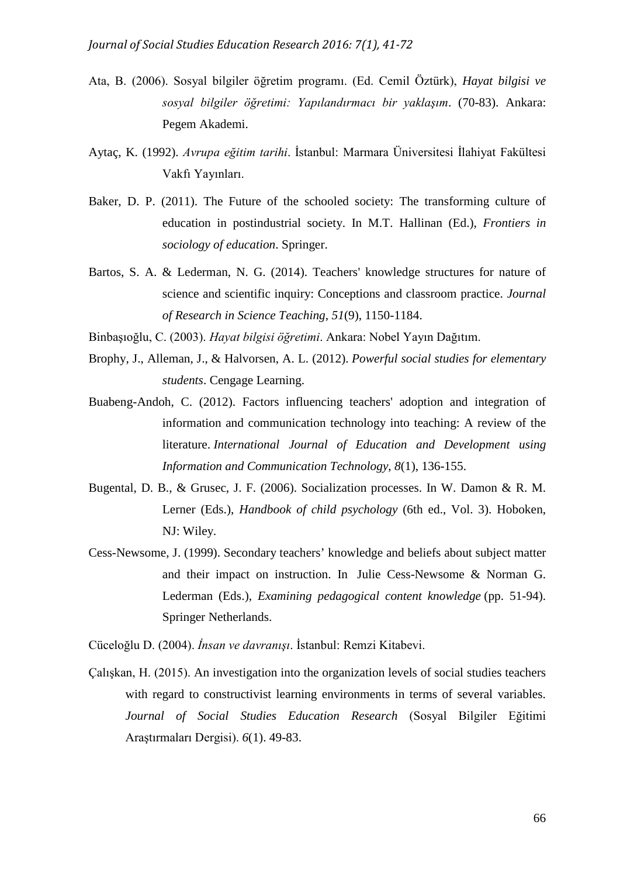Ata, B. (2006). Sosyal bilgiler öğretim programı. (Ed. Cemil Öztürk), *Hayat bilgisi ve sosyal bilgiler öğretimi: Yapılandırmacı bir yaklaşım*. (70-83). Ankara: Pegem Akademi.

Aytaç, K. (1992). *Avrupa eğitim tarihi*. İstanbul: Marmara Üniversitesi İlahiyat Fakültesi Vakfı Yayınları.

Baker, D. P. (2011). The Future of the schooled society: The transforming culture of education in postindustrial society. In M.T. Hallinan (Ed.), *Frontiers in sociology of education*. Springer.

Bartos, S. A. & Lederman, N. G. (2014). Teachers' knowledge structures for nature of science and scientific inquiry: Conceptions and classroom practice. *Journal of Research in Science Teaching, 51*(9), 1150-1184.

Binbaşıoğlu, C. (2003). *Hayat bilgisi öğretimi*. Ankara: Nobel Yayın Dağıtım.

Brophy, J., Alleman, J., & Halvorsen, A. L. (2012). *Powerful social studies for elementary students*. Cengage Learning.

Buabeng-Andoh, C. (2012). Factors influencing teachers' adoption and integration of information and communication technology into teaching: A review of the literature. *International Journal of Education and Development using Information and Communication Technology*, *8*(1), 136-155.

Bugental, D. B., & Grusec, J. F. (2006). Socialization processes. In W. Damon & R. M. Lerner (Eds.), *Handbook of child psychology* (6th ed., Vol. 3). Hoboken, NJ: Wiley.

Cess-Newsome, J. (1999). Secondary teachers' knowledge and beliefs about subject matter and their impact on instruction. In Julie Cess-Newsome & Norman G. Lederman (Eds.), *Examining pedagogical content knowledge* (pp. 51-94). Springer Netherlands.

Cüceloğlu D. (2004). *İnsan ve davranışı*. İstanbul: Remzi Kitabevi.

Çalışkan, H. (2015). An investigation into the organization levels of social studies teachers with regard to constructivist learning environments in terms of several variables. *Journal of Social Studies Education Research* (Sosyal Bilgiler Eğitimi Araştırmaları Dergisi). *6*(1). 49-83.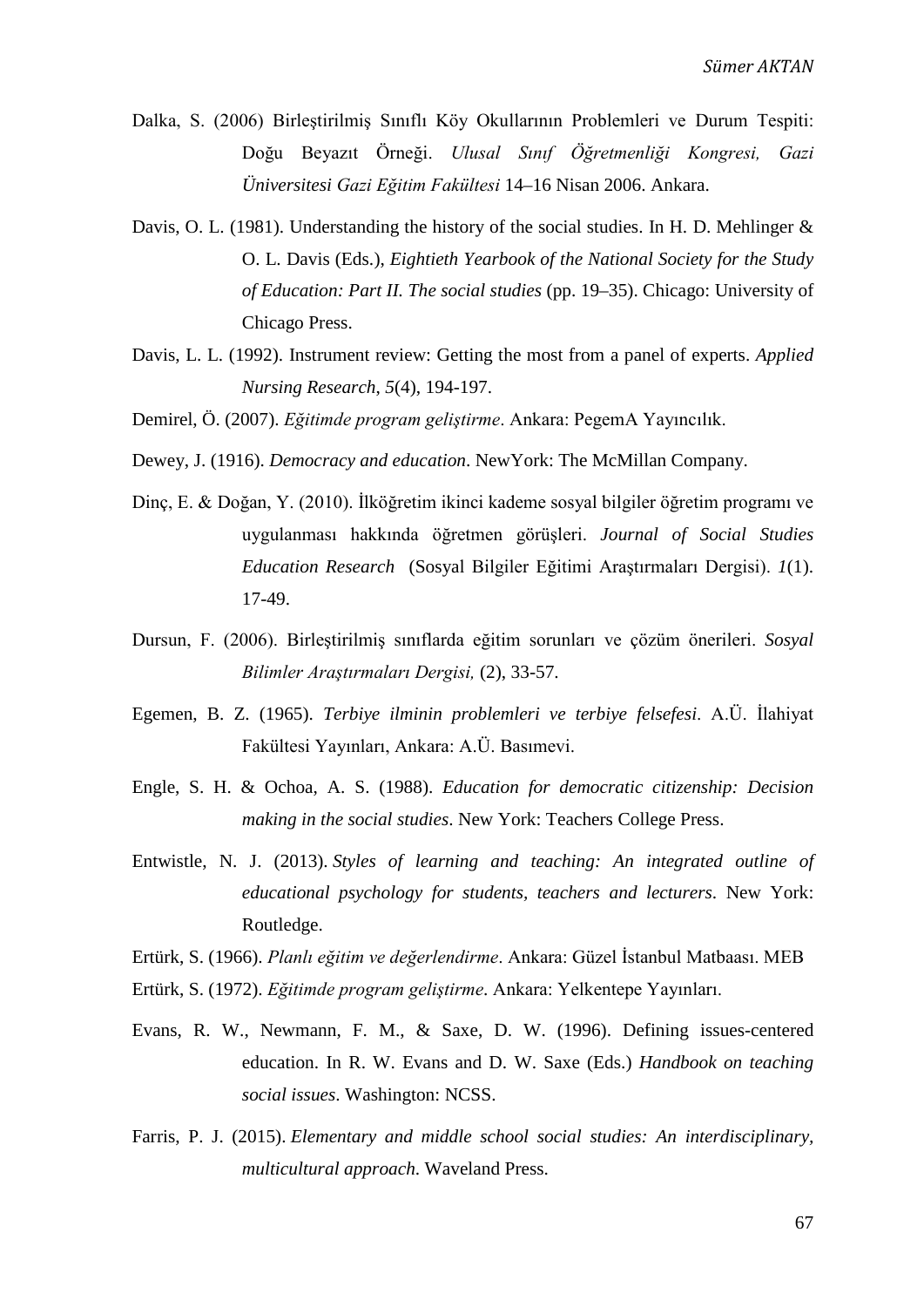Dalka, S. (2006) Birleştirilmiş Sınıflı Köy Okullarının Problemleri ve Durum Tespiti: Doğu Beyazıt Örneği. *Ulusal Sınıf Öğretmenliği Kongresi, Gazi Üniversitesi Gazi Eğitim Fakültesi* 14–16 Nisan 2006. Ankara.

Davis, O. L. (1981). Understanding the history of the social studies. In H. D. Mehlinger & O. L. Davis (Eds.), *Eightieth Yearbook of the National Society for the Study of Education: Part II. The social studies* (pp. 19–35). Chicago: University of Chicago Press.

Davis, L. L. (1992). Instrument review: Getting the most from a panel of experts. *Applied Nursing Research*, *5*(4), 194-197.

Demirel, Ö. (2007). *Eğitimde program geliştirme*. Ankara: PegemA Yayıncılık.

Dewey, J. (1916). *Democracy and education*. NewYork: The McMillan Company.

Dinç, E. & Doğan, Y. (2010). İlköğretim ikinci kademe sosyal bilgiler öğretim programı ve uygulanması hakkında öğretmen görüşleri. *Journal of Social Studies Education Research* (Sosyal Bilgiler Eğitimi Araştırmaları Dergisi). *1*(1). 17-49.

Dursun, F. (2006). Birleştirilmiş sınıflarda eğitim sorunları ve çözüm önerileri. *Sosyal Bilimler Araştırmaları Dergisi,* (2), 33-57.

Egemen, B. Z. (1965). *Terbiye ilminin problemleri ve terbiye felsefesi*. A.Ü. İlahiyat Fakültesi Yayınları, Ankara: A.Ü. Basımevi.

Engle, S. H. & Ochoa, A. S. (1988). *Education for democratic citizenship: Decision making in the social studies*. New York: Teachers College Press.

Entwistle, N. J. (2013). *Styles of learning and teaching: An integrated outline of educational psychology for students, teachers and lecturers*. New York: Routledge.

Ertürk, S. (1966). *Planlı eğitim ve değerlendirme*. Ankara: Güzel İstanbul Matbaası. MEB

Ertürk, S. (1972). *Eğitimde program geliştirme*. Ankara: Yelkentepe Yayınları.

Evans, R. W., Newmann, F. M., & Saxe, D. W. (1996). Defining issues-centered education. In R. W. Evans and D. W. Saxe (Eds.) *Handbook on teaching social issues*. Washington: NCSS.

Farris, P. J. (2015). *Elementary and middle school social studies: An interdisciplinary, multicultural approach*. Waveland Press.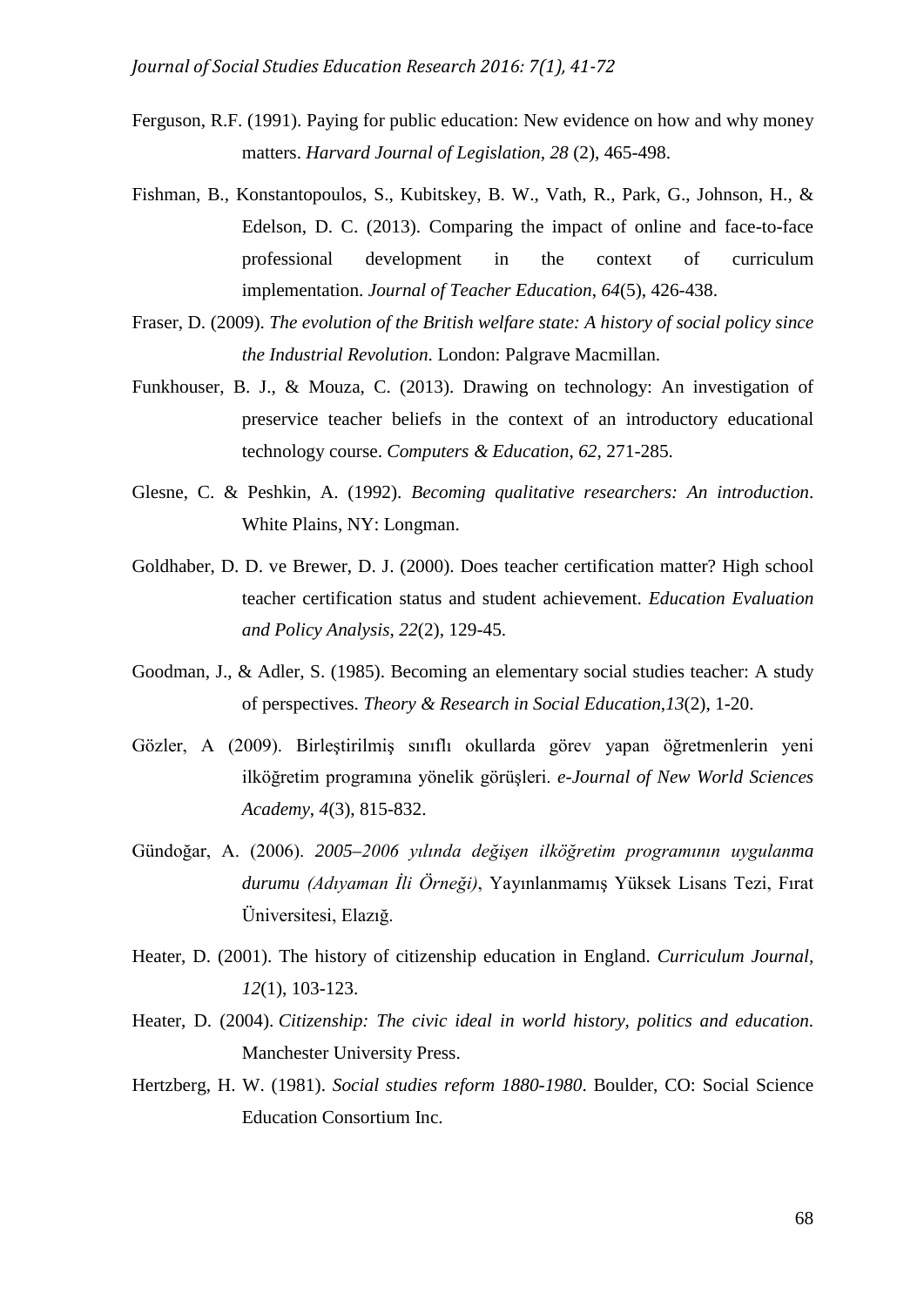Ferguson, R.F. (1991). Paying for public education: New evidence on how and why money matters. *Harvard Journal of Legislation*, *28* (2), 465-498.

Fishman, B., Konstantopoulos, S., Kubitskey, B. W., Vath, R., Park, G., Johnson, H., & Edelson, D. C. (2013). Comparing the impact of online and face-to-face professional development in the context of curriculum implementation. *Journal of Teacher Education*, *64*(5), 426-438.

Fraser, D. (2009). *The evolution of the British welfare state: A history of social policy since the Industrial Revolution*. London: Palgrave Macmillan.

Funkhouser, B. J., & Mouza, C. (2013). Drawing on technology: An investigation of preservice teacher beliefs in the context of an introductory educational technology course. *Computers & Education*, *62*, 271-285.

Glesne, C. & Peshkin, A. (1992). *Becoming qualitative researchers: An introduction*. White Plains, NY: Longman.

Goldhaber, D. D. ve Brewer, D. J. (2000). Does teacher certification matter? High school teacher certification status and student achievement. *Education Evaluation and Policy Analysis*, *22*(2), 129-45.

Goodman, J., & Adler, S. (1985). Becoming an elementary social studies teacher: A study of perspectives. *Theory & Research in Social Education*,*13*(2), 1-20.

Gözler, A (2009). Birleştirilmiş sınıflı okullarda görev yapan öğretmenlerin yeni ilköğretim programına yönelik görüşleri. *e-Journal of New World Sciences Academy*, *4*(3), 815-832.

Gündoğar, A. (2006). *2005–2006 yılında değişen ilköğretim programının uygulanma durumu (Adıyaman İli Örneği)*, Yayınlanmamış Yüksek Lisans Tezi, Fırat Üniversitesi, Elazığ.

Heater, D. (2001). The history of citizenship education in England. *Curriculum Journal*, *12*(1), 103-123.

Heater, D. (2004). *Citizenship: The civic ideal in world history, politics and education*. Manchester University Press.

Hertzberg, H. W. (1981). *Social studies reform 1880-1980*. Boulder, CO: Social Science Education Consortium Inc.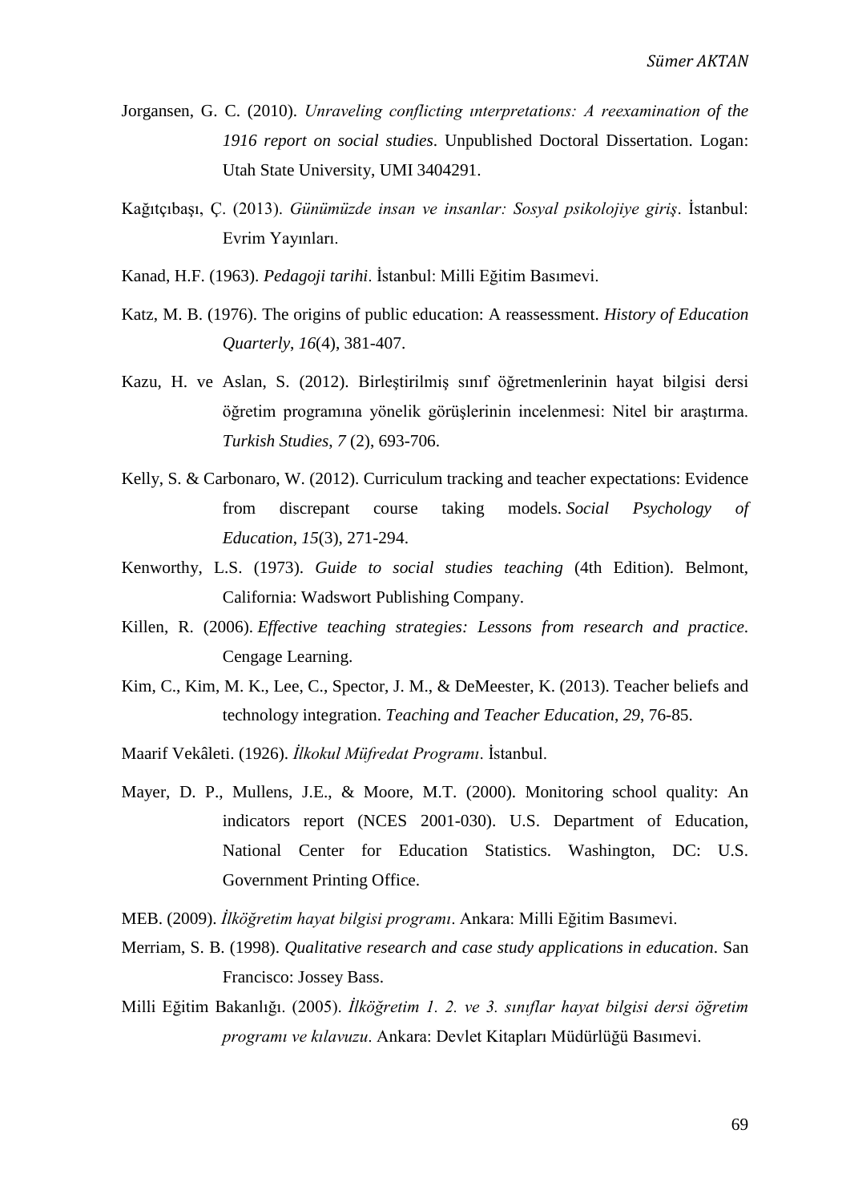Jorgansen, G. C. (2010). *Unraveling conflicting ınterpretations: A reexamination of the 1916 report on social studies*. Unpublished Doctoral Dissertation. Logan: Utah State University, UMI 3404291.

Kağıtçıbaşı, Ç. (2013). *Günümüzde insan ve insanlar: Sosyal psikolojiye giriş*. İstanbul: Evrim Yayınları.

Kanad, H.F. (1963). *Pedagoji tarihi*. İstanbul: Milli Eğitim Basımevi.

Katz, M. B. (1976). The origins of public education: A reassessment. *History of Education Quarterly*, *16*(4), 381-407.

Kazu, H. ve Aslan, S. (2012). Birleştirilmiş sınıf öğretmenlerinin hayat bilgisi dersi öğretim programına yönelik görüşlerinin incelenmesi: Nitel bir araştırma. *Turkish Studies*, *7* (2), 693-706.

Kelly, S. & Carbonaro, W. (2012). Curriculum tracking and teacher expectations: Evidence from discrepant course taking models. *Social Psychology of Education*, *15*(3), 271-294.

Kenworthy, L.S. (1973). *Guide to social studies teaching* (4th Edition). Belmont, California: Wadswort Publishing Company.

Killen, R. (2006). *Effective teaching strategies: Lessons from research and practice*. Cengage Learning.

Kim, C., Kim, M. K., Lee, C., Spector, J. M., & DeMeester, K. (2013). Teacher beliefs and technology integration. *Teaching and Teacher Education*, *29*, 76-85.

Maarif Vekâleti. (1926). *İlkokul Müfredat Programı*. İstanbul.

Mayer, D. P., Mullens, J.E., & Moore, M.T. (2000). Monitoring school quality: An indicators report (NCES 2001-030). U.S. Department of Education, National Center for Education Statistics. Washington, DC: U.S. Government Printing Office.

MEB. (2009). *İlköğretim hayat bilgisi programı*. Ankara: Milli Eğitim Basımevi.

Merriam, S. B. (1998). *Qualitative research and case study applications in education*. San Francisco: Jossey Bass.

Milli Eğitim Bakanlığı. (2005). *İlköğretim 1. 2. ve 3. sınıflar hayat bilgisi dersi öğretim programı ve kılavuzu*. Ankara: Devlet Kitapları Müdürlüğü Basımevi.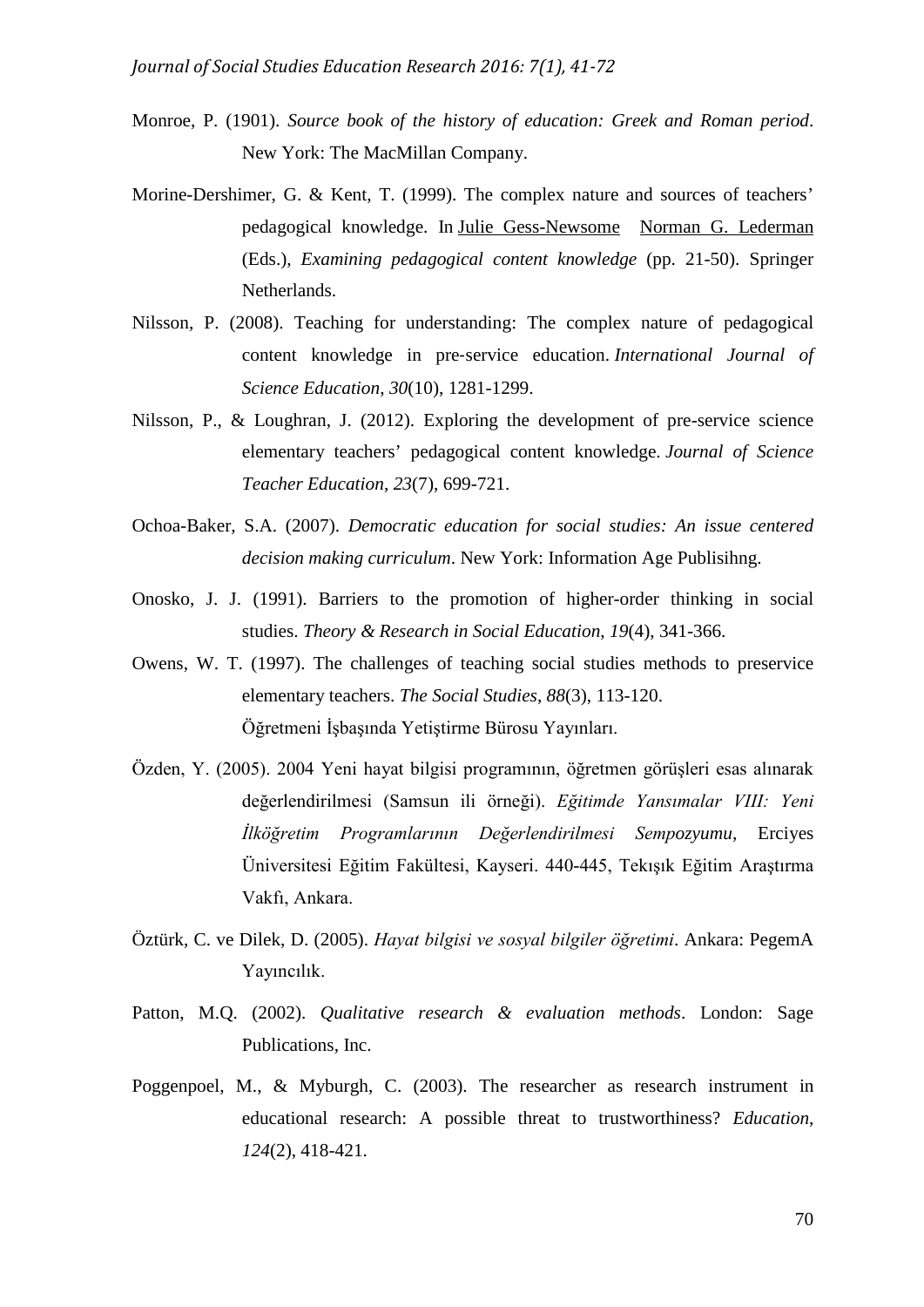Monroe, P. (1901). *Source book of the history of education: Greek and Roman period*. New York: The MacMillan Company.

Morine-Dershimer, G. & Kent, T. (1999). The complex nature and sources of teachers' pedagogical knowledge. In Julie Gess-Newsome Norman G. Lederman (Eds.), *Examining pedagogical content knowledge* (pp. 21-50). Springer Netherlands.

Nilsson, P. (2008). Teaching for understanding: The complex nature of pedagogical content knowledge in pre-service education. *International Journal of Science Education*, *30*(10), 1281-1299.

Nilsson, P., & Loughran, J. (2012). Exploring the development of pre-service science elementary teachers' pedagogical content knowledge. *Journal of Science Teacher Education*, *23*(7), 699-721.

Ochoa-Baker, S.A. (2007). *Democratic education for social studies: An issue centered decision making curriculum*. New York: Information Age Publisihng.

Onosko, J. J. (1991). Barriers to the promotion of higher-order thinking in social studies. *Theory & Research in Social Education*, *19*(4), 341-366.

Owens, W. T. (1997). The challenges of teaching social studies methods to preservice elementary teachers. *The Social Studies*, *88*(3), 113-120. Öğretmeni İşbaşında Yetiştirme Bürosu Yayınları.

Özden, Y. (2005). 2004 Yeni hayat bilgisi programının, öğretmen görüşleri esas alınarak değerlendirilmesi (Samsun ili örneği). *Eğitimde Yansımalar VIII: Yeni İlköğretim Programlarının Değerlendirilmesi Sempozyumu*, Erciyes Üniversitesi Eğitim Fakültesi, Kayseri. 440-445, Tekışık Eğitim Araştırma Vakfı, Ankara.

Öztürk, C. ve Dilek, D. (2005). *Hayat bilgisi ve sosyal bilgiler öğretimi*. Ankara: PegemA Yayıncılık.

Patton, M.Q. (2002). *Qualitative research & evaluation methods*. London: Sage Publications, Inc.

Poggenpoel, M., & Myburgh, C. (2003). The researcher as research instrument in educational research: A possible threat to trustworthiness? *Education*, *124*(2), 418-421.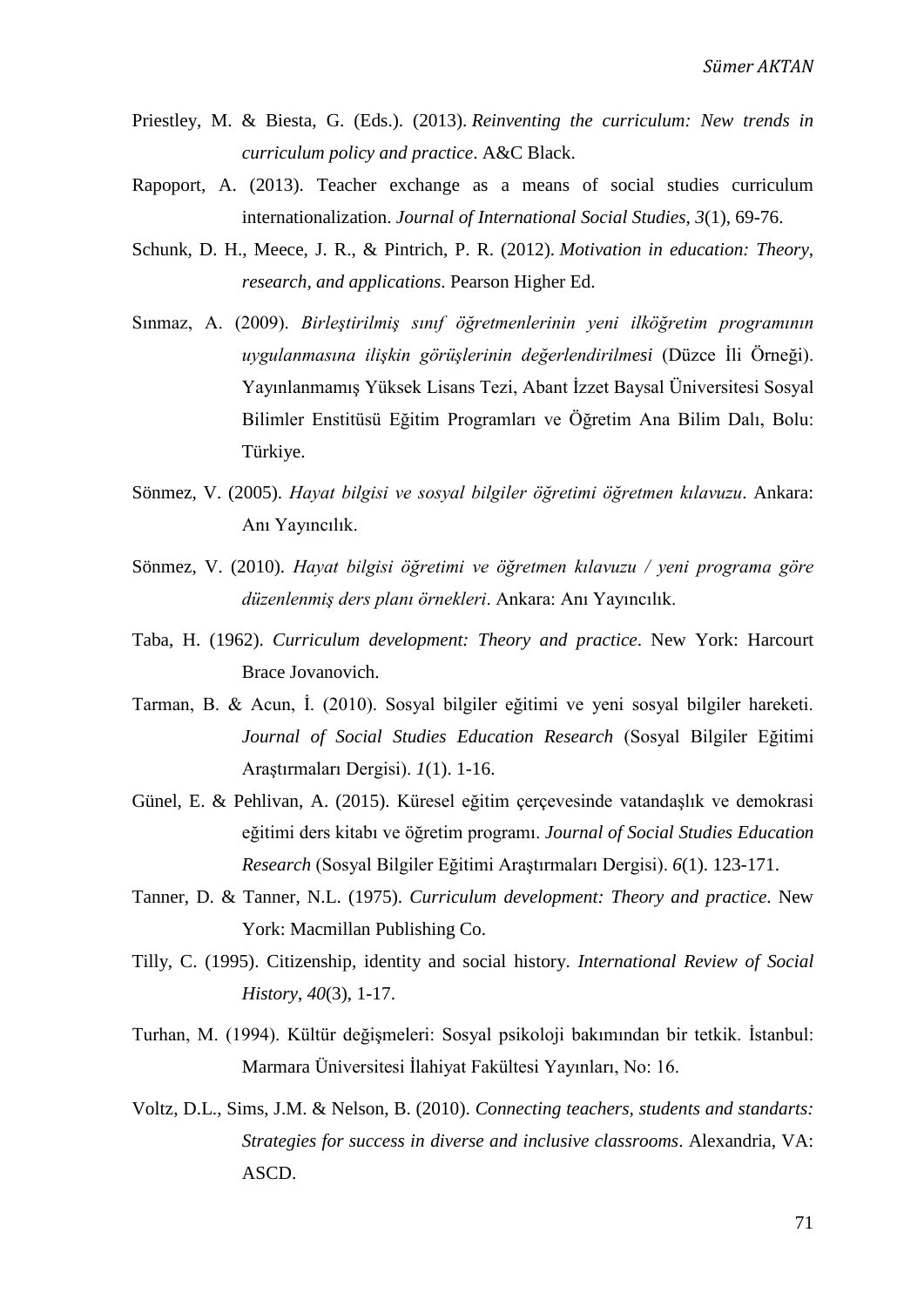Priestley, M. & Biesta, G. (Eds.). (2013). *Reinventing the curriculum: New trends in curriculum policy and practice*. A&C Black.

Rapoport, A. (2013). Teacher exchange as a means of social studies curriculum internationalization. *Journal of International Social Studies*, *3*(1), 69-76.

Schunk, D. H., Meece, J. R., & Pintrich, P. R. (2012). *Motivation in education: Theory, research, and applications*. Pearson Higher Ed.

Sınmaz, A. (2009). *Birleştirilmiş sınıf öğretmenlerinin yeni ilköğretim programının uygulanmasına ilişkin görüşlerinin değerlendirilmesi* (Düzce İli Örneği). Yayınlanmamış Yüksek Lisans Tezi, Abant İzzet Baysal Üniversitesi Sosyal Bilimler Enstitüsü Eğitim Programları ve Öğretim Ana Bilim Dalı, Bolu: Türkiye.

Sönmez, V. (2005). *Hayat bilgisi ve sosyal bilgiler öğretimi öğretmen kılavuzu*. Ankara: Anı Yayıncılık.

Sönmez, V. (2010). *Hayat bilgisi öğretimi ve öğretmen kılavuzu / yeni programa göre düzenlenmiş ders planı örnekleri*. Ankara: Anı Yayıncılık.

Taba, H. (1962). *Curriculum development: Theory and practice*. New York: Harcourt Brace Jovanovich.

Tarman, B. & Acun, İ. (2010). Sosyal bilgiler eğitimi ve yeni sosyal bilgiler hareketi. *Journal of Social Studies Education Research* (Sosyal Bilgiler Eğitimi Araştırmaları Dergisi). *1*(1). 1-16.

Günel, E. & Pehlivan, A. (2015). Küresel eğitim çerçevesinde vatandaşlık ve demokrasi eğitimi ders kitabı ve öğretim programı. *Journal of Social Studies Education Research* (Sosyal Bilgiler Eğitimi Araştırmaları Dergisi). *6*(1). 123-171.

Tanner, D. & Tanner, N.L. (1975). *Curriculum development: Theory and practice*. New York: Macmillan Publishing Co.

Tilly, C. (1995). Citizenship, identity and social history. *International Review of Social History*, *40*(3), 1-17.

Turhan, M. (1994). Kültür değişmeleri: Sosyal psikoloji bakımından bir tetkik. İstanbul: Marmara Üniversitesi İlahiyat Fakültesi Yayınları, No: 16.

Voltz, D.L., Sims, J.M. & Nelson, B. (2010). *Connecting teachers, students and standarts: Strategies for success in diverse and inclusive classrooms*. Alexandria, VA: ASCD.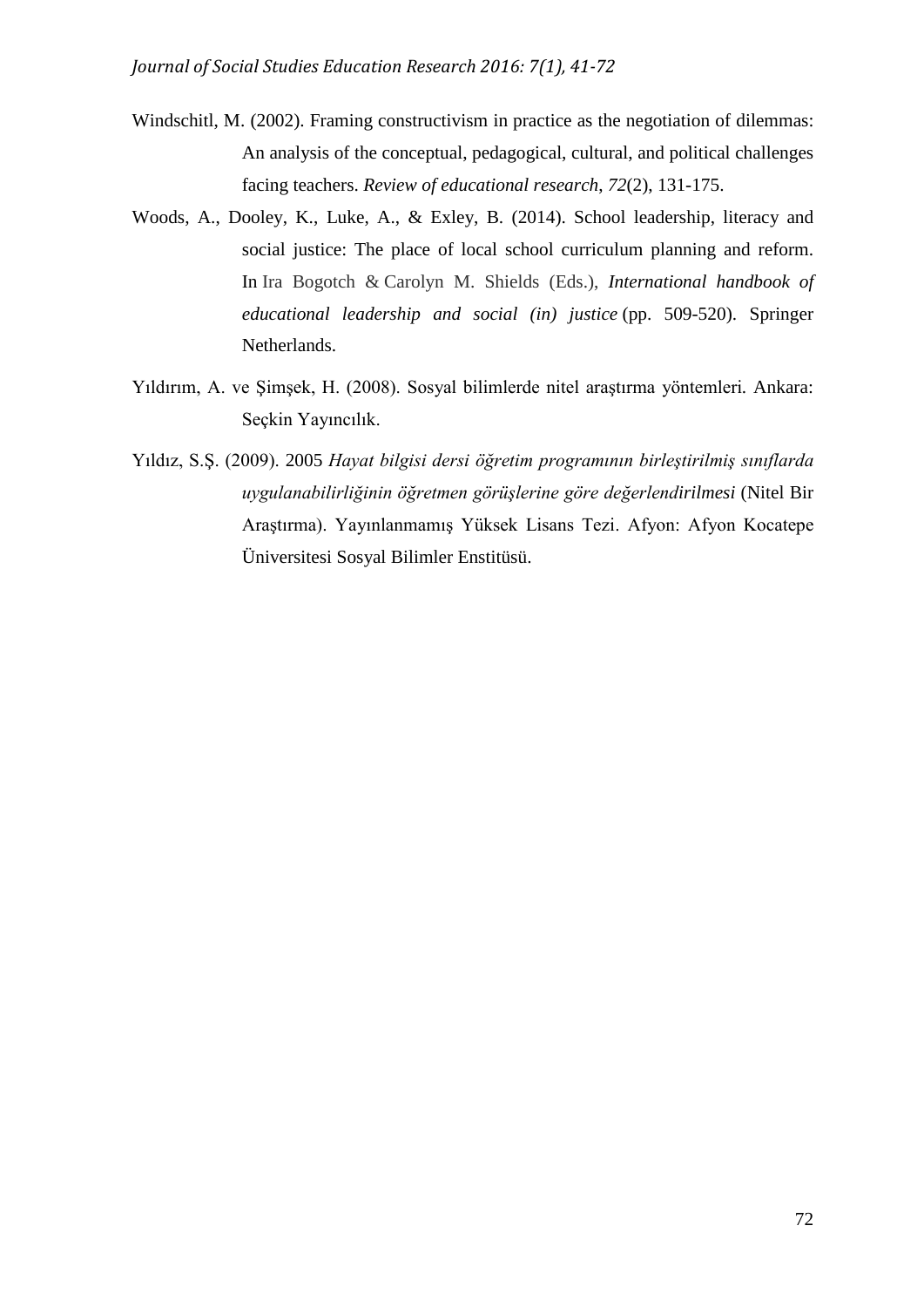Windschitl, M. (2002). Framing constructivism in practice as the negotiation of dilemmas: An analysis of the conceptual, pedagogical, cultural, and political challenges facing teachers. *Review of educational research*, *72*(2), 131-175.

Woods, A., Dooley, K., Luke, A., & Exley, B. (2014). School leadership, literacy and social justice: The place of local school curriculum planning and reform. In Ira Bogotch & Carolyn M. Shields (Eds.), *International handbook of educational leadership and social (in) justice* (pp. 509-520). Springer Netherlands.

Yıldırım, A. ve Şimşek, H. (2008). Sosyal bilimlerde nitel araştırma yöntemleri. Ankara: Seçkin Yayıncılık.

Yıldız, S.Ş. (2009). 2005 *Hayat bilgisi dersi öğretim programının birleştirilmiş sınıflarda uygulanabilirliğinin öğretmen görüşlerine göre değerlendirilmesi* (Nitel Bir Araştırma). Yayınlanmamış Yüksek Lisans Tezi. Afyon: Afyon Kocatepe Üniversitesi Sosyal Bilimler Enstitüsü.